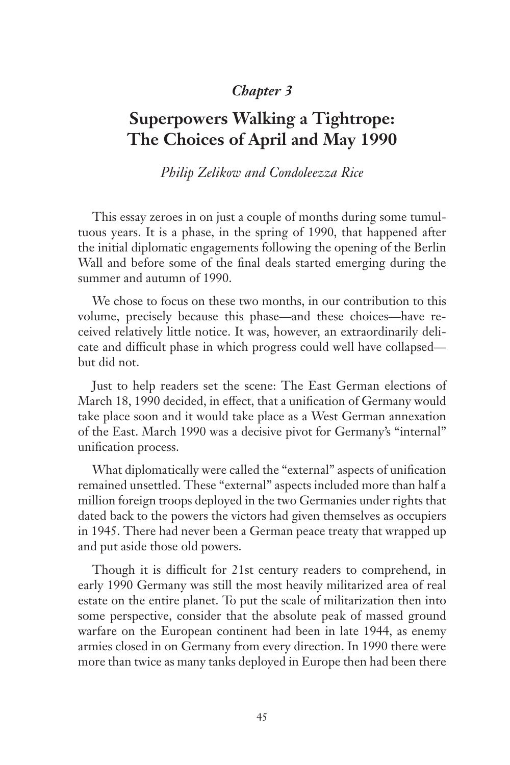*Chapter 3*

# Superpowers Walking a Tightrope: The Choices of April and May 1990

*Philip Zelikow and Condoleezza Rice*

This essay zeroes in on just a couple of months during some tumultuous years. It is a phase, in the spring of 1990, that happened after the initial diplomatic engagements following the opening of the Berlin Wall and before some of the final deals started emerging during the summer and autumn of 1990.

We chose to focus on these two months, in our contribution to this volume, precisely because this phase—and these choices—have received relatively little notice. It was, however, an extraordinarily delicate and difficult phase in which progress could well have collapsed—but did not.

Just to help readers set the scene: The East German elections of March 18, 1990 decided, in effect, that a unification of Germany would take place soon and it would take place as a West German annexation of the East. March 1990 was a decisive pivot for Germany's "internal" unification process.

What diplomatically were called the "external" aspects of unification remained unsettled. These "external" aspects included more than half a million foreign troops deployed in the two Germanies under rights that dated back to the powers the victors had given themselves as occupiers in 1945. There had never been a German peace treaty that wrapped up and put aside those old powers.

Though it is difficult for 21st century readers to comprehend, in early 1990 Germany was still the most heavily militarized area of real estate on the entire planet. To put the scale of militarization then into some perspective, consider that the absolute peak of massed ground warfare on the European continent had been in late 1944, as enemy armies closed in on Germany from every direction. In 1990 there were more than twice as many tanks deployed in Europe then had been there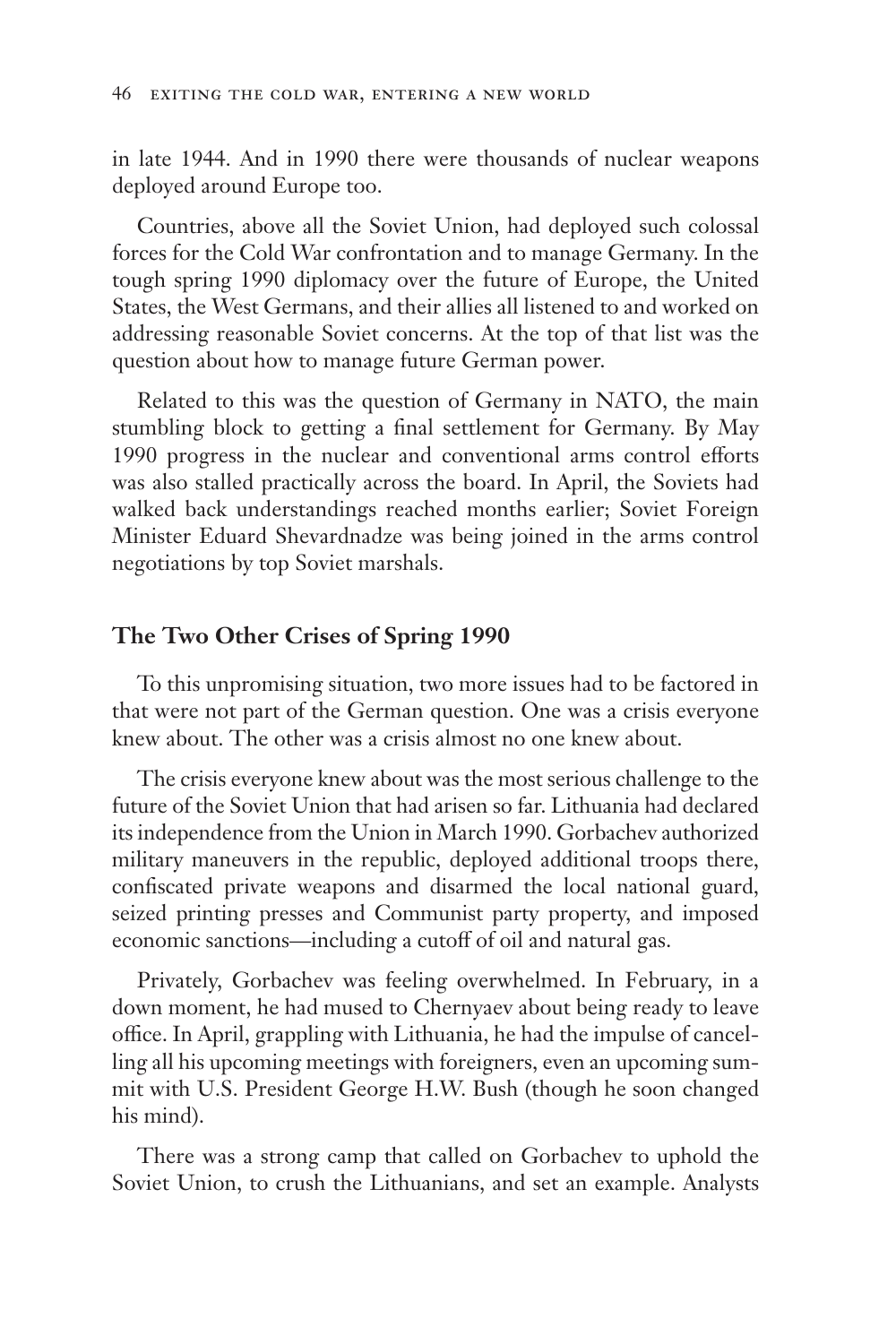in late 1944. And in 1990 there were thousands of nuclear weapons deployed around Europe too.

Countries, above all the Soviet Union, had deployed such colossal forces for the Cold War confrontation and to manage Germany. In the tough spring 1990 diplomacy over the future of Europe, the United States, the West Germans, and their allies all listened to and worked on addressing reasonable Soviet concerns. At the top of that list was the question about how to manage future German power.

Related to this was the question of Germany in NATO, the main stumbling block to getting a final settlement for Germany. By May 1990 progress in the nuclear and conventional arms control efforts was also stalled practically across the board. In April, the Soviets had walked back understandings reached months earlier; Soviet Foreign Minister Eduard Shevardnadze was being joined in the arms control negotiations by top Soviet marshals.

## The Two Other Crises of Spring 1990

To this unpromising situation, two more issues had to be factored in that were not part of the German question. One was a crisis everyone knew about. The other was a crisis almost no one knew about.

The crisis everyone knew about was the most serious challenge to the future of the Soviet Union that had arisen so far. Lithuania had declared its independence from the Union in March 1990. Gorbachev authorized military maneuvers in the republic, deployed additional troops there, confiscated private weapons and disarmed the local national guard, seized printing presses and Communist party property, and imposed economic sanctions—including a cutoff of oil and natural gas.

Privately, Gorbachev was feeling overwhelmed. In February, in a down moment, he had mused to Chernyaev about being ready to leave office. In April, grappling with Lithuania, he had the impulse of cancelling all his upcoming meetings with foreigners, even an upcoming summit with U.S. President George H.W. Bush (though he soon changed his mind).

There was a strong camp that called on Gorbachev to uphold the Soviet Union, to crush the Lithuanians, and set an example. Analysts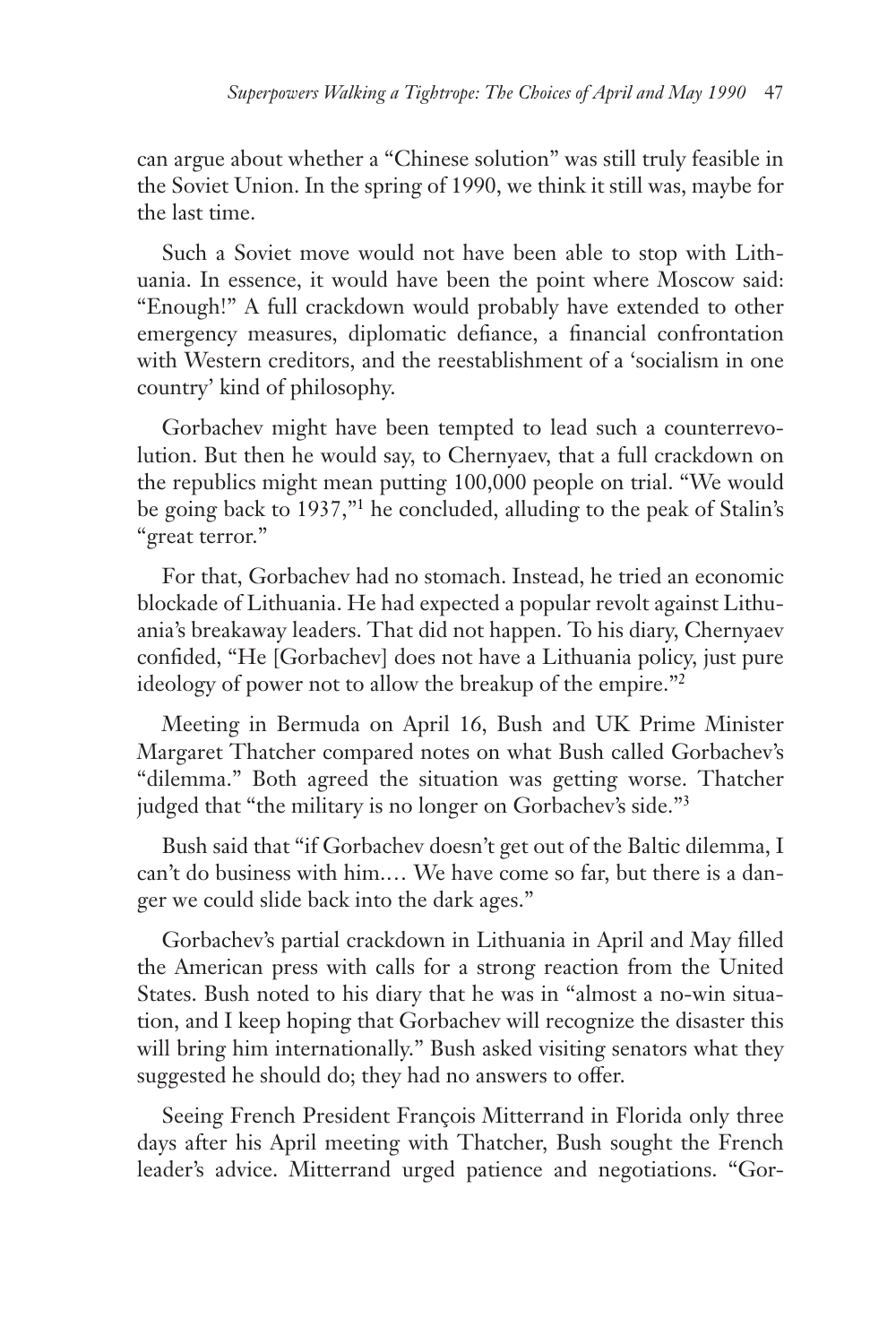can argue about whether a "Chinese solution" was still truly feasible in the Soviet Union. In the spring of 1990, we think it still was, maybe for the last time.

Such a Soviet move would not have been able to stop with Lithuania. In essence, it would have been the point where Moscow said: "Enough!" A full crackdown would probably have extended to other emergency measures, diplomatic defiance, a financial confrontation with Western creditors, and the reestablishment of a 'socialism in one country' kind of philosophy.

Gorbachev might have been tempted to lead such a counterrevolution. But then he would say, to Chernyaev, that a full crackdown on the republics might mean putting 100,000 people on trial. "We would be going back to 1937,"[1] he concluded, alluding to the peak of Stalin's "great terror."

For that, Gorbachev had no stomach. Instead, he tried an economic blockade of Lithuania. He had expected a popular revolt against Lithuania's breakaway leaders. That did not happen. To his diary, Chernyaev confided, "He [Gorbachev] does not have a Lithuania policy, just pure ideology of power not to allow the breakup of the empire."[2]

Meeting in Bermuda on April 16, Bush and UK Prime Minister Margaret Thatcher compared notes on what Bush called Gorbachev's "dilemma." Both agreed the situation was getting worse. Thatcher judged that "the military is no longer on Gorbachev's side."[3]

Bush said that "if Gorbachev doesn't get out of the Baltic dilemma, I can't do business with him.… We have come so far, but there is a danger we could slide back into the dark ages."

Gorbachev's partial crackdown in Lithuania in April and May filled the American press with calls for a strong reaction from the United States. Bush noted to his diary that he was in "almost a no-win situation, and I keep hoping that Gorbachev will recognize the disaster this will bring him internationally." Bush asked visiting senators what they suggested he should do; they had no answers to offer.

Seeing French President François Mitterrand in Florida only three days after his April meeting with Thatcher, Bush sought the French leader's advice. Mitterrand urged patience and negotiations. "Gor-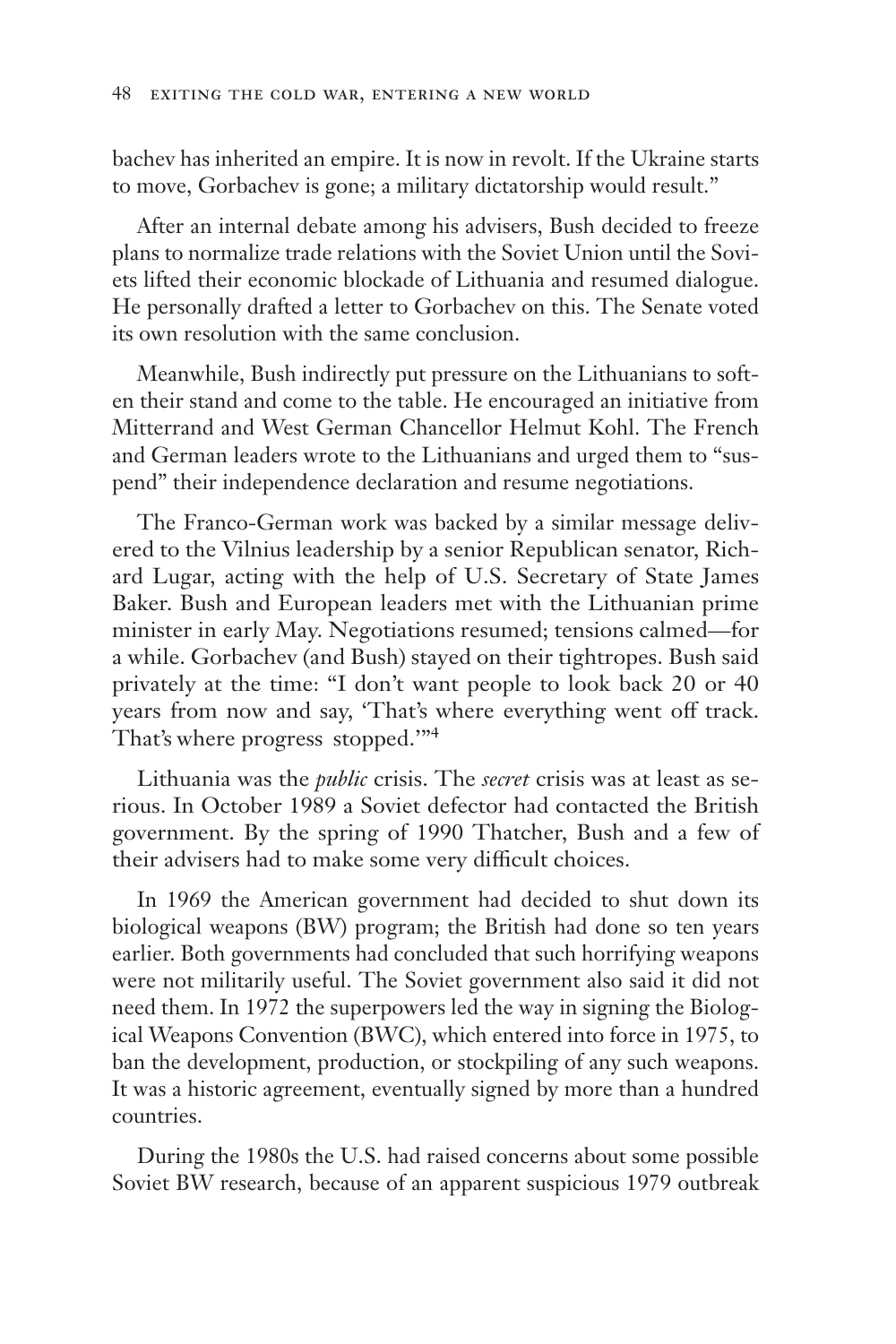bachev has inherited an empire. It is now in revolt. If the Ukraine starts to move, Gorbachev is gone; a military dictatorship would result."

After an internal debate among his advisers, Bush decided to freeze plans to normalize trade relations with the Soviet Union until the Soviets lifted their economic blockade of Lithuania and resumed dialogue. He personally drafted a letter to Gorbachev on this. The Senate voted its own resolution with the same conclusion.

Meanwhile, Bush indirectly put pressure on the Lithuanians to soften their stand and come to the table. He encouraged an initiative from Mitterrand and West German Chancellor Helmut Kohl. The French and German leaders wrote to the Lithuanians and urged them to "suspend" their independence declaration and resume negotiations.

The Franco-German work was backed by a similar message delivered to the Vilnius leadership by a senior Republican senator, Richard Lugar, acting with the help of U.S. Secretary of State James Baker. Bush and European leaders met with the Lithuanian prime minister in early May. Negotiations resumed; tensions calmed—for a while. Gorbachev (and Bush) stayed on their tightropes. Bush said privately at the time: "I don't want people to look back 20 or 40 years from now and say, 'That's where everything went off track. That's where progress stopped.'"[4]

Lithuania was the *public* crisis. The *secret* crisis was at least as serious. In October 1989 a Soviet defector had contacted the British government. By the spring of 1990 Thatcher, Bush and a few of their advisers had to make some very difficult choices.

In 1969 the American government had decided to shut down its biological weapons (BW) program; the British had done so ten years earlier. Both governments had concluded that such horrifying weapons were not militarily useful. The Soviet government also said it did not need them. In 1972 the superpowers led the way in signing the Biological Weapons Convention (BWC), which entered into force in 1975, to ban the development, production, or stockpiling of any such weapons. It was a historic agreement, eventually signed by more than a hundred countries.

During the 1980s the U.S. had raised concerns about some possible Soviet BW research, because of an apparent suspicious 1979 outbreak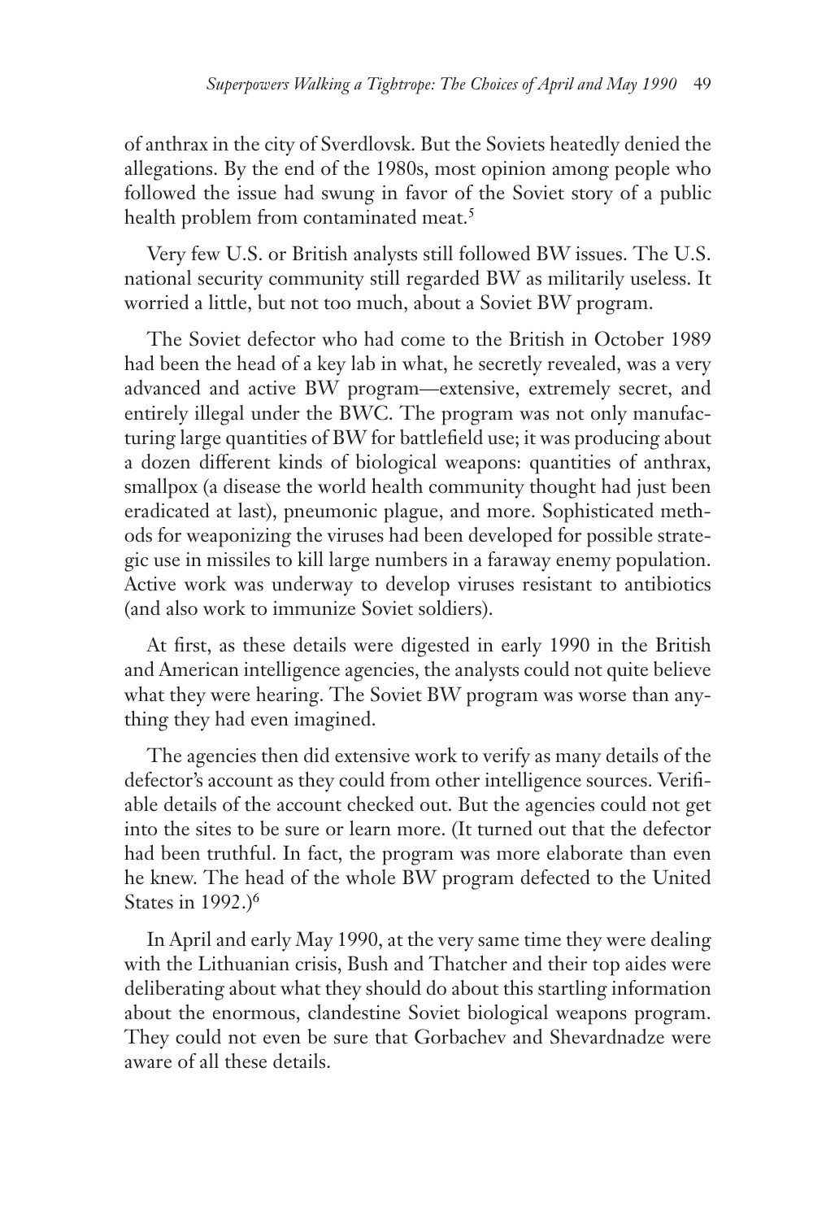of anthrax in the city of Sverdlovsk. But the Soviets heatedly denied the allegations. By the end of the 1980s, most opinion among people who followed the issue had swung in favor of the Soviet story of a public health problem from contaminated meat.[5]

Very few U.S. or British analysts still followed BW issues. The U.S. national security community still regarded BW as militarily useless. It worried a little, but not too much, about a Soviet BW program.

The Soviet defector who had come to the British in October 1989 had been the head of a key lab in what, he secretly revealed, was a very advanced and active BW program—extensive, extremely secret, and entirely illegal under the BWC. The program was not only manufacturing large quantities of BW for battlefield use; it was producing about a dozen different kinds of biological weapons: quantities of anthrax, smallpox (a disease the world health community thought had just been eradicated at last), pneumonic plague, and more. Sophisticated methods for weaponizing the viruses had been developed for possible strategic use in missiles to kill large numbers in a faraway enemy population. Active work was underway to develop viruses resistant to antibiotics (and also work to immunize Soviet soldiers).

At first, as these details were digested in early 1990 in the British and American intelligence agencies, the analysts could not quite believe what they were hearing. The Soviet BW program was worse than anything they had even imagined.

The agencies then did extensive work to verify as many details of the defector's account as they could from other intelligence sources. Verifiable details of the account checked out. But the agencies could not get into the sites to be sure or learn more. (It turned out that the defector had been truthful. In fact, the program was more elaborate than even he knew. The head of the whole BW program defected to the United States in 1992.)[6]

In April and early May 1990, at the very same time they were dealing with the Lithuanian crisis, Bush and Thatcher and their top aides were deliberating about what they should do about this startling information about the enormous, clandestine Soviet biological weapons program. They could not even be sure that Gorbachev and Shevardnadze were aware of all these details.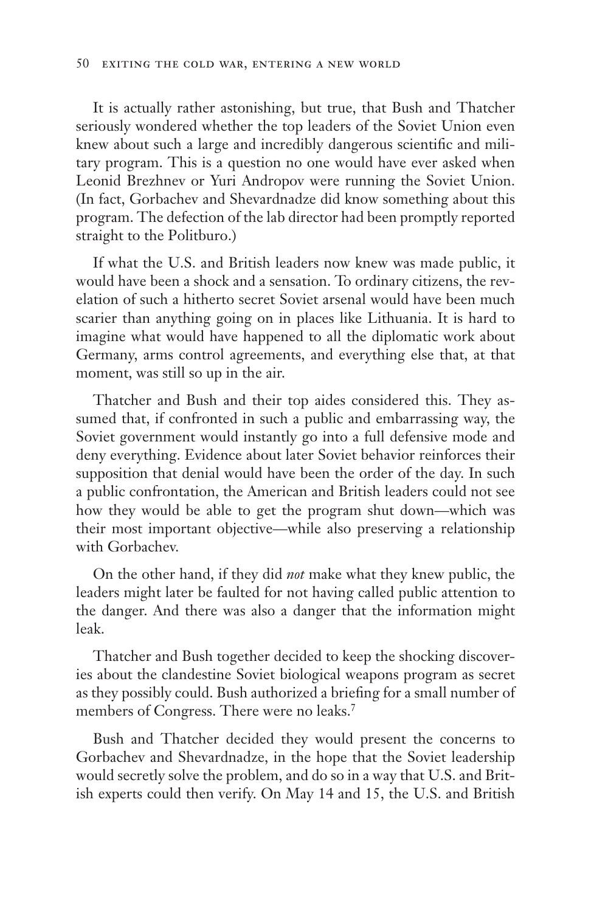It is actually rather astonishing, but true, that Bush and Thatcher seriously wondered whether the top leaders of the Soviet Union even knew about such a large and incredibly dangerous scientific and military program. This is a question no one would have ever asked when Leonid Brezhnev or Yuri Andropov were running the Soviet Union. (In fact, Gorbachev and Shevardnadze did know something about this program. The defection of the lab director had been promptly reported straight to the Politburo.)

If what the U.S. and British leaders now knew was made public, it would have been a shock and a sensation. To ordinary citizens, the revelation of such a hitherto secret Soviet arsenal would have been much scarier than anything going on in places like Lithuania. It is hard to imagine what would have happened to all the diplomatic work about Germany, arms control agreements, and everything else that, at that moment, was still so up in the air.

Thatcher and Bush and their top aides considered this. They assumed that, if confronted in such a public and embarrassing way, the Soviet government would instantly go into a full defensive mode and deny everything. Evidence about later Soviet behavior reinforces their supposition that denial would have been the order of the day. In such a public confrontation, the American and British leaders could not see how they would be able to get the program shut down—which was their most important objective—while also preserving a relationship with Gorbachev.

On the other hand, if they did *not* make what they knew public, the leaders might later be faulted for not having called public attention to the danger. And there was also a danger that the information might leak.

Thatcher and Bush together decided to keep the shocking discoveries about the clandestine Soviet biological weapons program as secret as they possibly could. Bush authorized a briefing for a small number of members of Congress. There were no leaks.[7]

Bush and Thatcher decided they would present the concerns to Gorbachev and Shevardnadze, in the hope that the Soviet leadership would secretly solve the problem, and do so in a way that U.S. and British experts could then verify. On May 14 and 15, the U.S. and British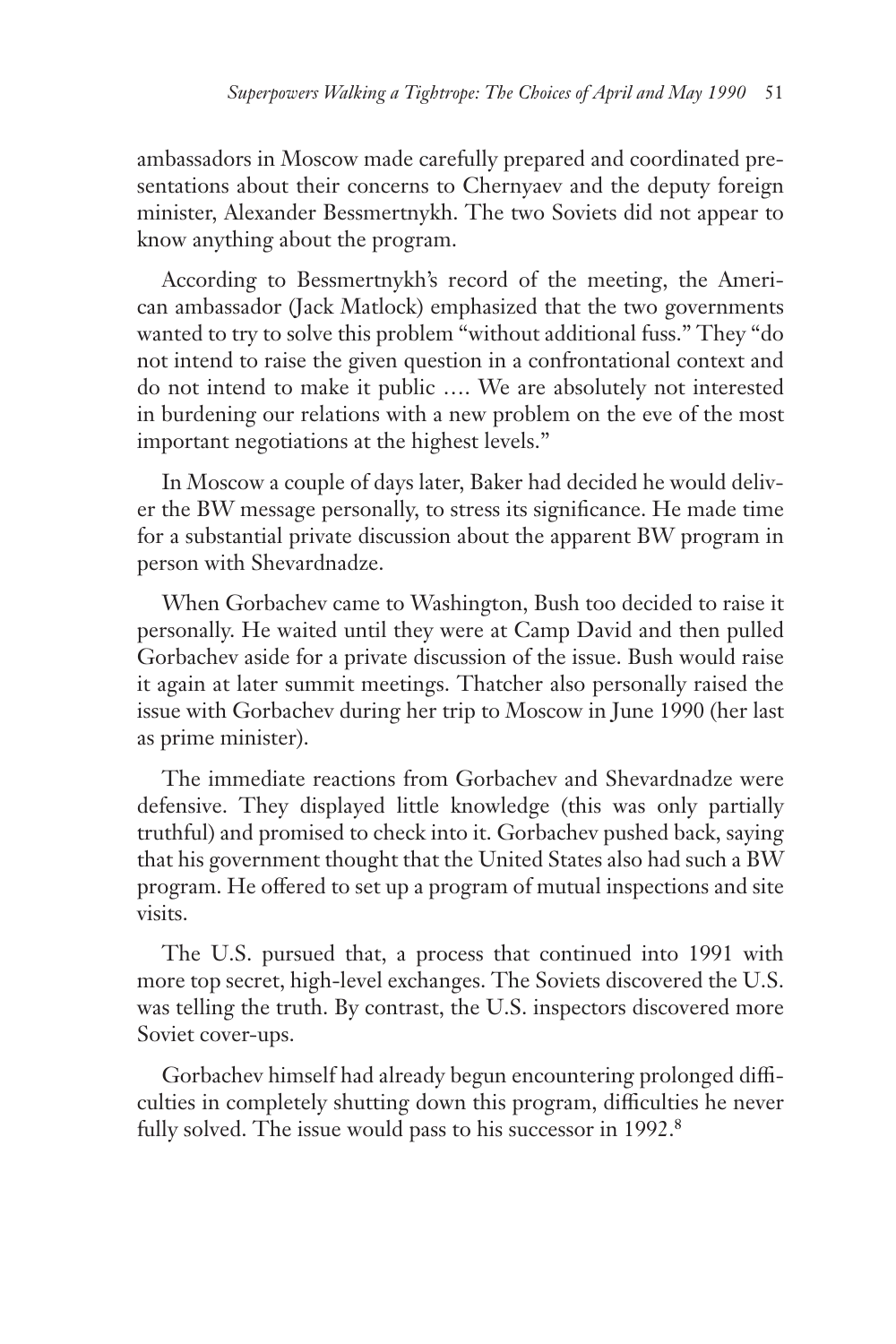ambassadors in Moscow made carefully prepared and coordinated presentations about their concerns to Chernyaev and the deputy foreign minister, Alexander Bessmertnykh. The two Soviets did not appear to know anything about the program.

According to Bessmertnykh's record of the meeting, the American ambassador (Jack Matlock) emphasized that the two governments wanted to try to solve this problem "without additional fuss." They "do not intend to raise the given question in a confrontational context and do not intend to make it public …. We are absolutely not interested in burdening our relations with a new problem on the eve of the most important negotiations at the highest levels."

In Moscow a couple of days later, Baker had decided he would deliver the BW message personally, to stress its significance. He made time for a substantial private discussion about the apparent BW program in person with Shevardnadze.

When Gorbachev came to Washington, Bush too decided to raise it personally. He waited until they were at Camp David and then pulled Gorbachev aside for a private discussion of the issue. Bush would raise it again at later summit meetings. Thatcher also personally raised the issue with Gorbachev during her trip to Moscow in June 1990 (her last as prime minister).

The immediate reactions from Gorbachev and Shevardnadze were defensive. They displayed little knowledge (this was only partially truthful) and promised to check into it. Gorbachev pushed back, saying that his government thought that the United States also had such a BW program. He offered to set up a program of mutual inspections and site visits.

The U.S. pursued that, a process that continued into 1991 with more top secret, high-level exchanges. The Soviets discovered the U.S. was telling the truth. By contrast, the U.S. inspectors discovered more Soviet cover-ups.

Gorbachev himself had already begun encountering prolonged difficulties in completely shutting down this program, difficulties he never fully solved. The issue would pass to his successor in 1992.[8]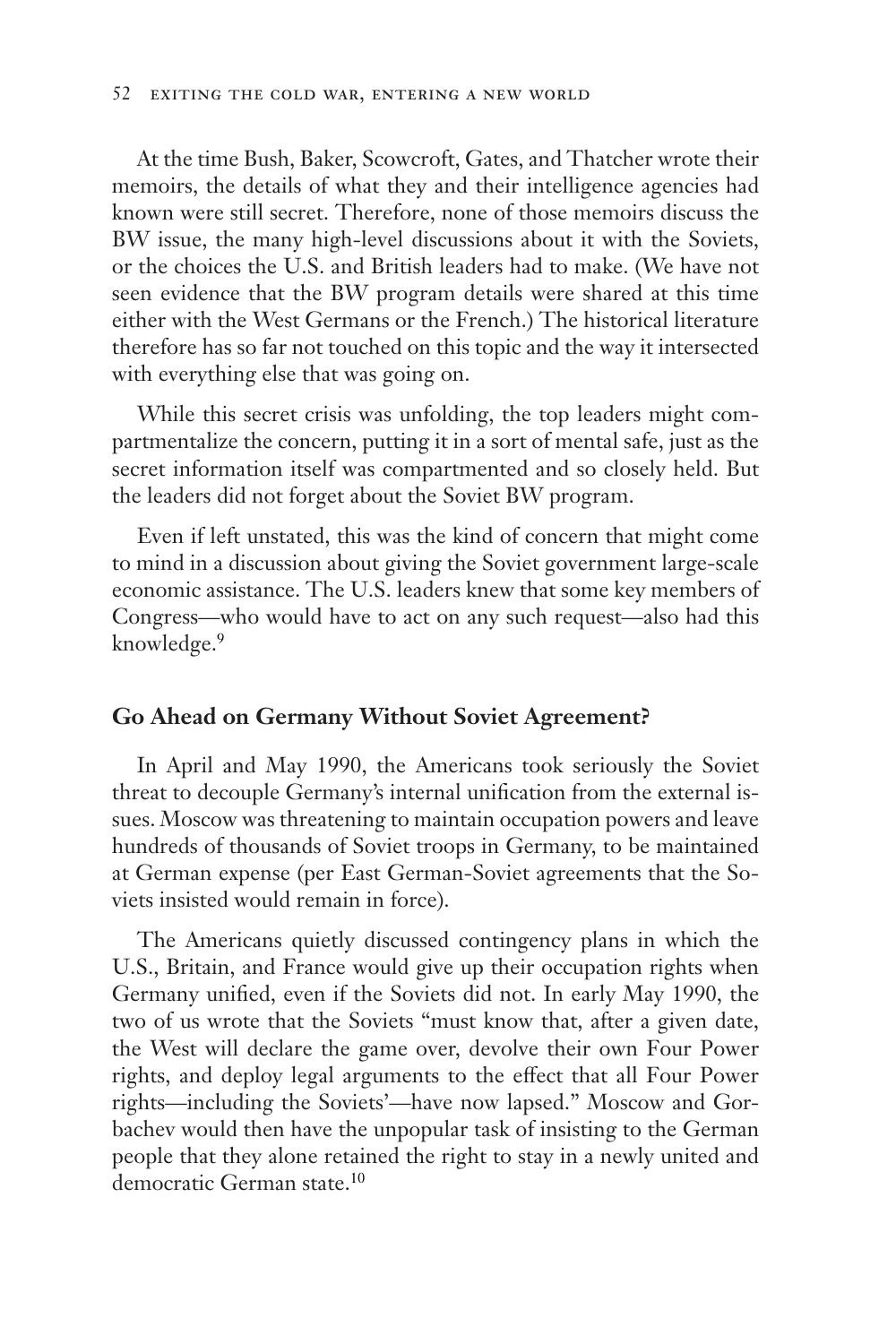At the time Bush, Baker, Scowcroft, Gates, and Thatcher wrote their memoirs, the details of what they and their intelligence agencies had known were still secret. Therefore, none of those memoirs discuss the BW issue, the many high-level discussions about it with the Soviets, or the choices the U.S. and British leaders had to make. (We have not seen evidence that the BW program details were shared at this time either with the West Germans or the French.) The historical literature therefore has so far not touched on this topic and the way it intersected with everything else that was going on.

While this secret crisis was unfolding, the top leaders might compartmentalize the concern, putting it in a sort of mental safe, just as the secret information itself was compartmented and so closely held. But the leaders did not forget about the Soviet BW program.

Even if left unstated, this was the kind of concern that might come to mind in a discussion about giving the Soviet government large-scale economic assistance. The U.S. leaders knew that some key members of Congress—who would have to act on any such request—also had this knowledge.[9]

## Go Ahead on Germany Without Soviet Agreement?

In April and May 1990, the Americans took seriously the Soviet threat to decouple Germany's internal unification from the external issues. Moscow was threatening to maintain occupation powers and leave hundreds of thousands of Soviet troops in Germany, to be maintained at German expense (per East German-Soviet agreements that the Soviets insisted would remain in force).

The Americans quietly discussed contingency plans in which the U.S., Britain, and France would give up their occupation rights when Germany unified, even if the Soviets did not. In early May 1990, the two of us wrote that the Soviets "must know that, after a given date, the West will declare the game over, devolve their own Four Power rights, and deploy legal arguments to the effect that all Four Power rights—including the Soviets'—have now lapsed." Moscow and Gorbachev would then have the unpopular task of insisting to the German people that they alone retained the right to stay in a newly united and democratic German state.[10]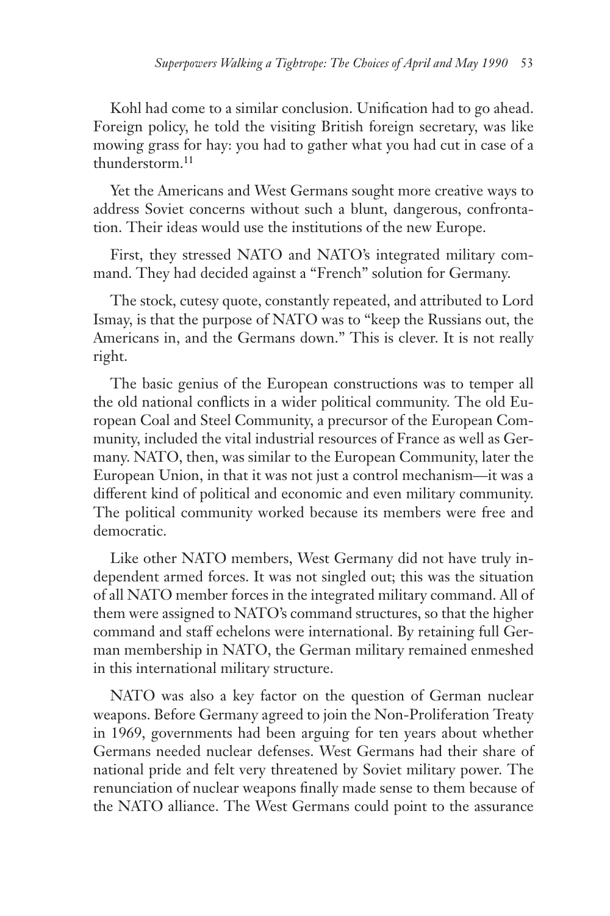Kohl had come to a similar conclusion. Unification had to go ahead. Foreign policy, he told the visiting British foreign secretary, was like mowing grass for hay: you had to gather what you had cut in case of a thunderstorm.[11]

Yet the Americans and West Germans sought more creative ways to address Soviet concerns without such a blunt, dangerous, confrontation. Their ideas would use the institutions of the new Europe.

First, they stressed NATO and NATO's integrated military command. They had decided against a "French" solution for Germany.

The stock, cutesy quote, constantly repeated, and attributed to Lord Ismay, is that the purpose of NATO was to "keep the Russians out, the Americans in, and the Germans down." This is clever. It is not really right.

The basic genius of the European constructions was to temper all the old national conflicts in a wider political community. The old European Coal and Steel Community, a precursor of the European Community, included the vital industrial resources of France as well as Germany. NATO, then, was similar to the European Community, later the European Union, in that it was not just a control mechanism—it was a different kind of political and economic and even military community. The political community worked because its members were free and democratic.

Like other NATO members, West Germany did not have truly independent armed forces. It was not singled out; this was the situation of all NATO member forces in the integrated military command. All of them were assigned to NATO's command structures, so that the higher command and staff echelons were international. By retaining full German membership in NATO, the German military remained enmeshed in this international military structure.

NATO was also a key factor on the question of German nuclear weapons. Before Germany agreed to join the Non-Proliferation Treaty in 1969, governments had been arguing for ten years about whether Germans needed nuclear defenses. West Germans had their share of national pride and felt very threatened by Soviet military power. The renunciation of nuclear weapons finally made sense to them because of the NATO alliance. The West Germans could point to the assurance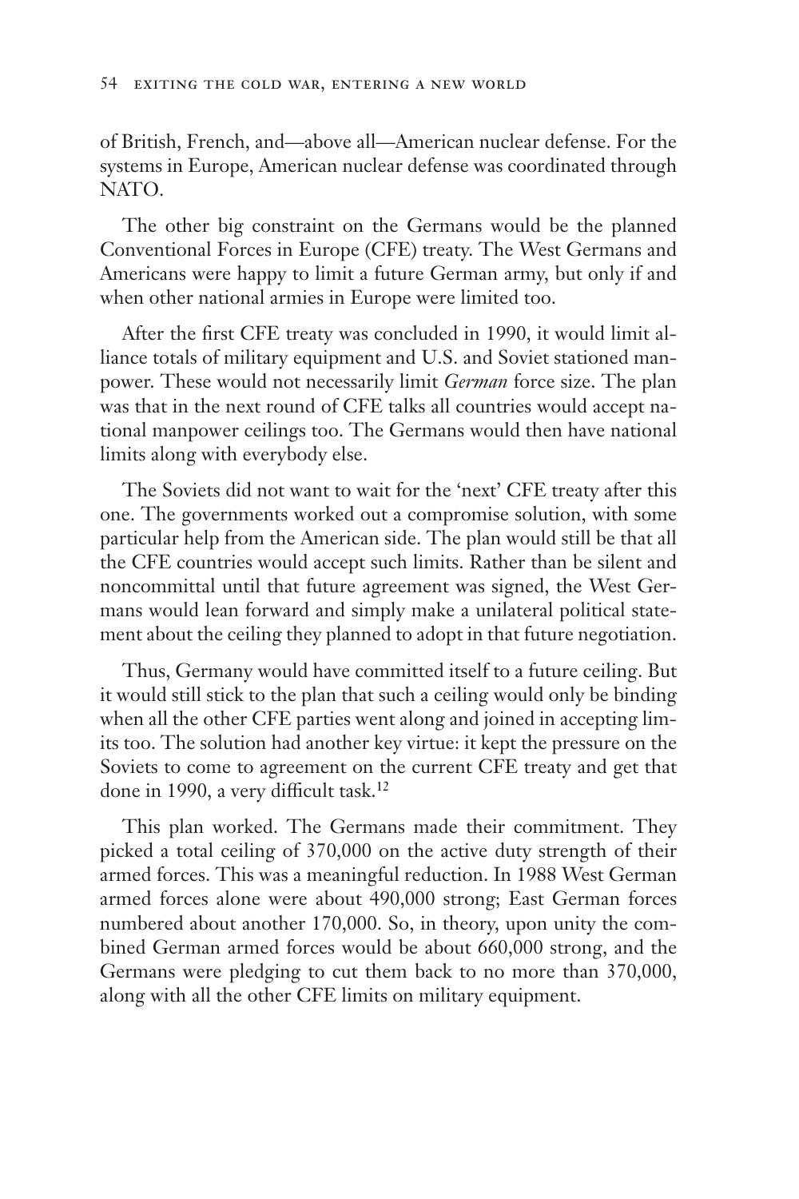of British, French, and—above all—American nuclear defense. For the systems in Europe, American nuclear defense was coordinated through NATO.

The other big constraint on the Germans would be the planned Conventional Forces in Europe (CFE) treaty. The West Germans and Americans were happy to limit a future German army, but only if and when other national armies in Europe were limited too.

After the first CFE treaty was concluded in 1990, it would limit alliance totals of military equipment and U.S. and Soviet stationed manpower. These would not necessarily limit *German* force size. The plan was that in the next round of CFE talks all countries would accept national manpower ceilings too. The Germans would then have national limits along with everybody else.

The Soviets did not want to wait for the 'next' CFE treaty after this one. The governments worked out a compromise solution, with some particular help from the American side. The plan would still be that all the CFE countries would accept such limits. Rather than be silent and noncommittal until that future agreement was signed, the West Germans would lean forward and simply make a unilateral political statement about the ceiling they planned to adopt in that future negotiation.

Thus, Germany would have committed itself to a future ceiling. But it would still stick to the plan that such a ceiling would only be binding when all the other CFE parties went along and joined in accepting limits too. The solution had another key virtue: it kept the pressure on the Soviets to come to agreement on the current CFE treaty and get that done in 1990, a very difficult task.[12]

This plan worked. The Germans made their commitment. They picked a total ceiling of 370,000 on the active duty strength of their armed forces. This was a meaningful reduction. In 1988 West German armed forces alone were about 490,000 strong; East German forces numbered about another 170,000. So, in theory, upon unity the combined German armed forces would be about 660,000 strong, and the Germans were pledging to cut them back to no more than 370,000, along with all the other CFE limits on military equipment.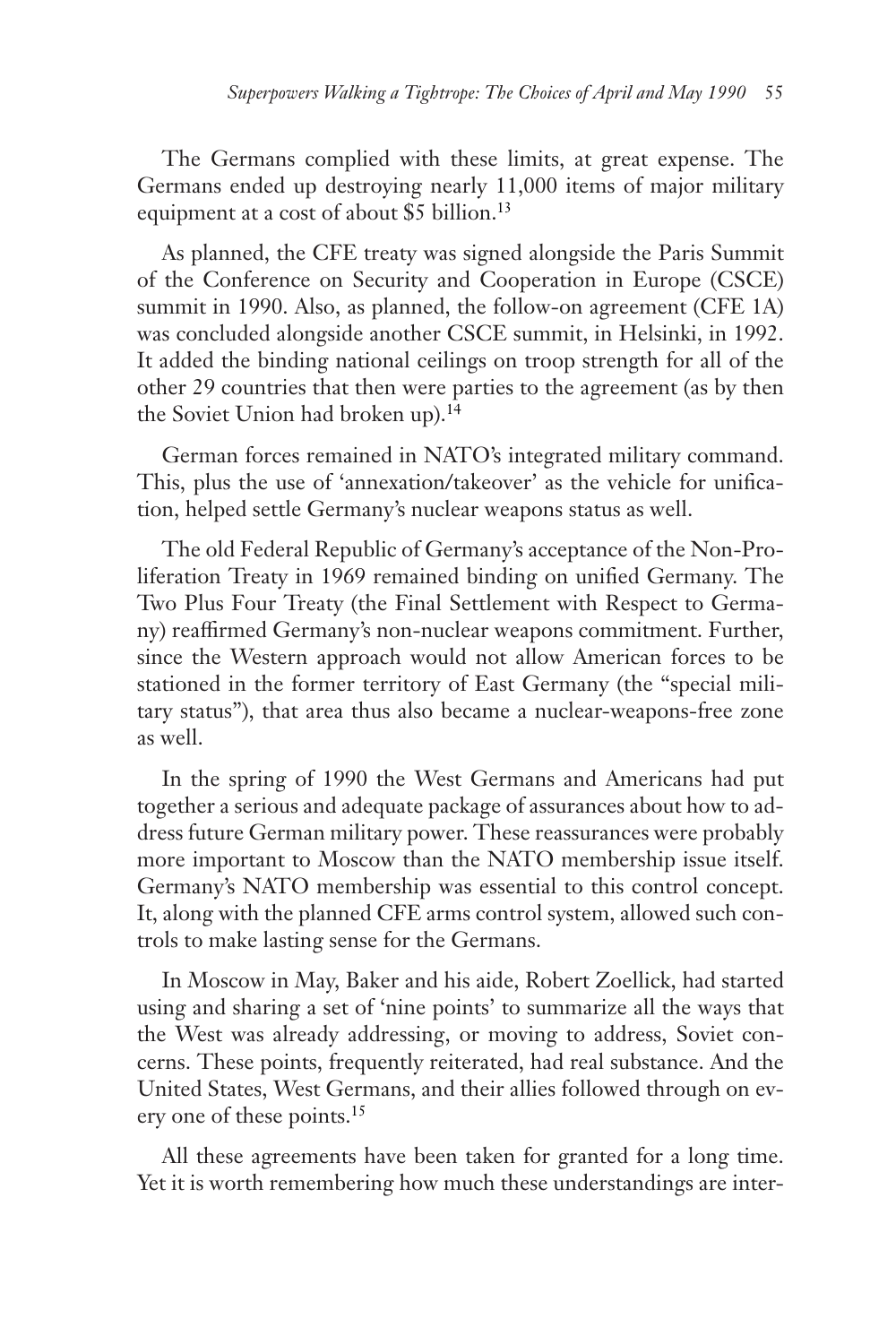The Germans complied with these limits, at great expense. The Germans ended up destroying nearly 11,000 items of major military equipment at a cost of about $5 billion.[13]

As planned, the CFE treaty was signed alongside the Paris Summit of the Conference on Security and Cooperation in Europe (CSCE) summit in 1990. Also, as planned, the follow-on agreement (CFE 1A) was concluded alongside another CSCE summit, in Helsinki, in 1992. It added the binding national ceilings on troop strength for all of the other 29 countries that then were parties to the agreement (as by then the Soviet Union had broken up).[14]

German forces remained in NATO's integrated military command. This, plus the use of 'annexation/takeover' as the vehicle for unification, helped settle Germany's nuclear weapons status as well.

The old Federal Republic of Germany's acceptance of the Non-Proliferation Treaty in 1969 remained binding on unified Germany. The Two Plus Four Treaty (the Final Settlement with Respect to Germany) reaffirmed Germany's non-nuclear weapons commitment. Further, since the Western approach would not allow American forces to be stationed in the former territory of East Germany (the "special military status"), that area thus also became a nuclear-weapons-free zone as well.

In the spring of 1990 the West Germans and Americans had put together a serious and adequate package of assurances about how to address future German military power. These reassurances were probably more important to Moscow than the NATO membership issue itself. Germany's NATO membership was essential to this control concept. It, along with the planned CFE arms control system, allowed such controls to make lasting sense for the Germans.

In Moscow in May, Baker and his aide, Robert Zoellick, had started using and sharing a set of 'nine points' to summarize all the ways that the West was already addressing, or moving to address, Soviet concerns. These points, frequently reiterated, had real substance. And the United States, West Germans, and their allies followed through on every one of these points.[15]

All these agreements have been taken for granted for a long time. Yet it is worth remembering how much these understandings are inter-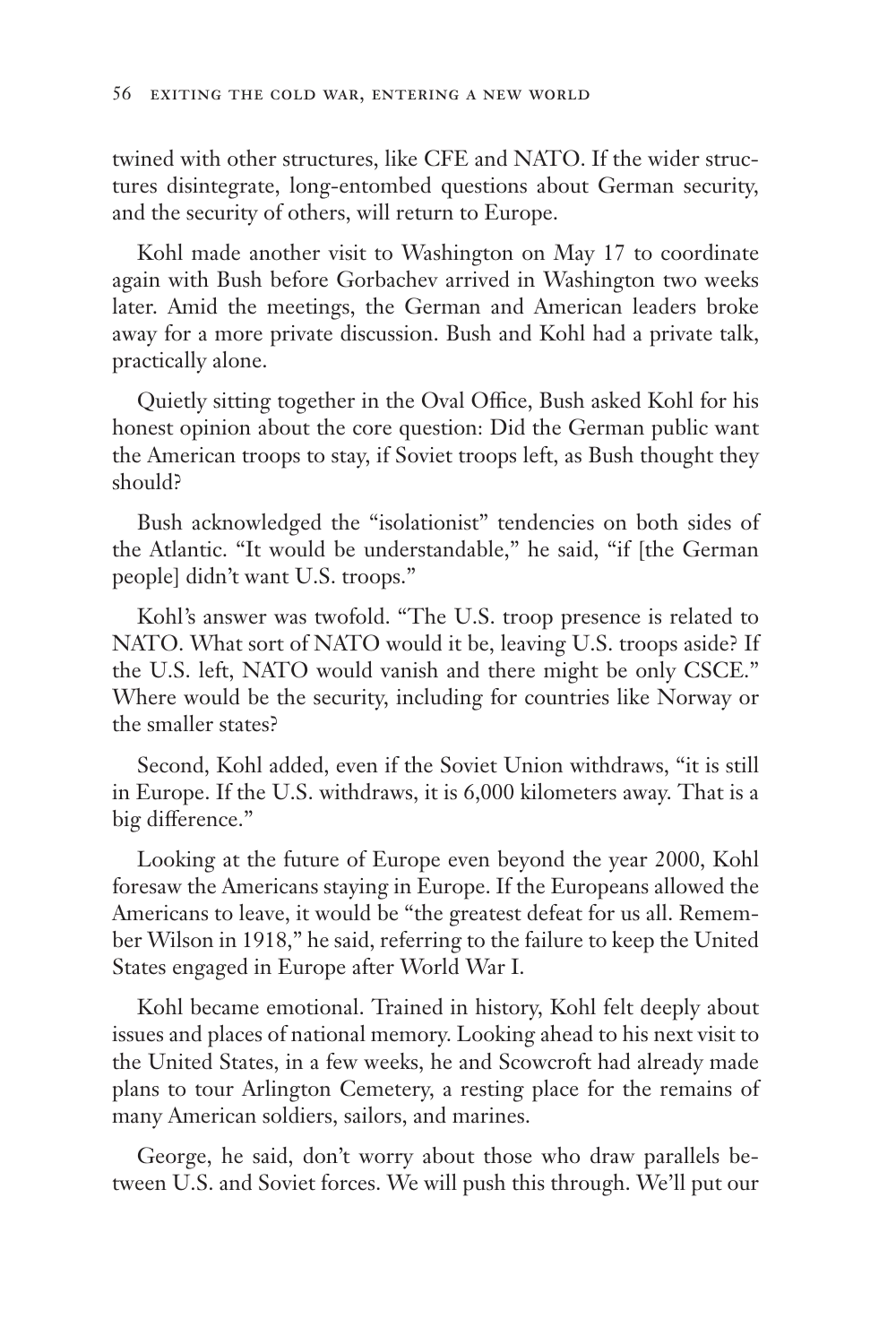twined with other structures, like CFE and NATO. If the wider structures disintegrate, long-entombed questions about German security, and the security of others, will return to Europe.

Kohl made another visit to Washington on May 17 to coordinate again with Bush before Gorbachev arrived in Washington two weeks later. Amid the meetings, the German and American leaders broke away for a more private discussion. Bush and Kohl had a private talk, practically alone.

Quietly sitting together in the Oval Office, Bush asked Kohl for his honest opinion about the core question: Did the German public want the American troops to stay, if Soviet troops left, as Bush thought they should?

Bush acknowledged the "isolationist" tendencies on both sides of the Atlantic. "It would be understandable," he said, "if [the German people] didn't want U.S. troops."

Kohl's answer was twofold. "The U.S. troop presence is related to NATO. What sort of NATO would it be, leaving U.S. troops aside? If the U.S. left, NATO would vanish and there might be only CSCE." Where would be the security, including for countries like Norway or the smaller states?

Second, Kohl added, even if the Soviet Union withdraws, "it is still in Europe. If the U.S. withdraws, it is 6,000 kilometers away. That is a big difference."

Looking at the future of Europe even beyond the year 2000, Kohl foresaw the Americans staying in Europe. If the Europeans allowed the Americans to leave, it would be "the greatest defeat for us all. Remember Wilson in 1918," he said, referring to the failure to keep the United States engaged in Europe after World War I.

Kohl became emotional. Trained in history, Kohl felt deeply about issues and places of national memory. Looking ahead to his next visit to the United States, in a few weeks, he and Scowcroft had already made plans to tour Arlington Cemetery, a resting place for the remains of many American soldiers, sailors, and marines.

George, he said, don't worry about those who draw parallels between U.S. and Soviet forces. We will push this through. We'll put our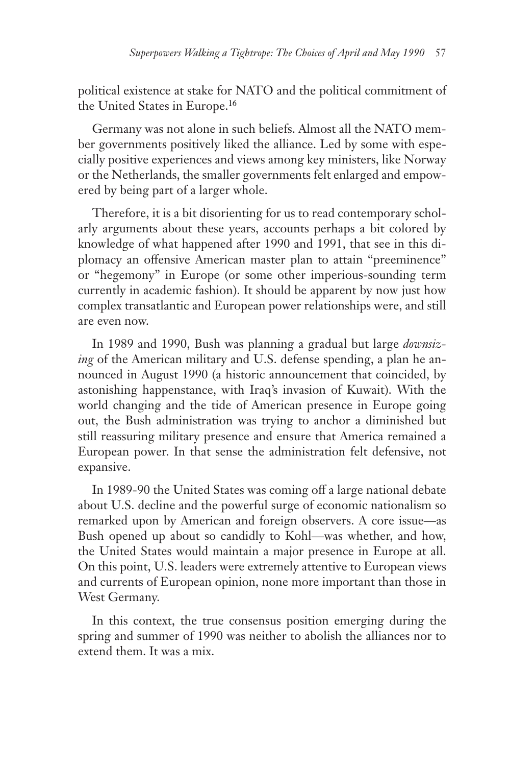political existence at stake for NATO and the political commitment of the United States in Europe.[16]

Germany was not alone in such beliefs. Almost all the NATO member governments positively liked the alliance. Led by some with especially positive experiences and views among key ministers, like Norway or the Netherlands, the smaller governments felt enlarged and empowered by being part of a larger whole.

Therefore, it is a bit disorienting for us to read contemporary scholarly arguments about these years, accounts perhaps a bit colored by knowledge of what happened after 1990 and 1991, that see in this diplomacy an offensive American master plan to attain "preeminence" or "hegemony" in Europe (or some other imperious-sounding term currently in academic fashion). It should be apparent by now just how complex transatlantic and European power relationships were, and still are even now.

In 1989 and 1990, Bush was planning a gradual but large *downsizing* of the American military and U.S. defense spending, a plan he announced in August 1990 (a historic announcement that coincided, by astonishing happenstance, with Iraq's invasion of Kuwait). With the world changing and the tide of American presence in Europe going out, the Bush administration was trying to anchor a diminished but still reassuring military presence and ensure that America remained a European power. In that sense the administration felt defensive, not expansive.

In 1989-90 the United States was coming off a large national debate about U.S. decline and the powerful surge of economic nationalism so remarked upon by American and foreign observers. A core issue—as Bush opened up about so candidly to Kohl—was whether, and how, the United States would maintain a major presence in Europe at all. On this point, U.S. leaders were extremely attentive to European views and currents of European opinion, none more important than those in West Germany.

In this context, the true consensus position emerging during the spring and summer of 1990 was neither to abolish the alliances nor to extend them. It was a mix.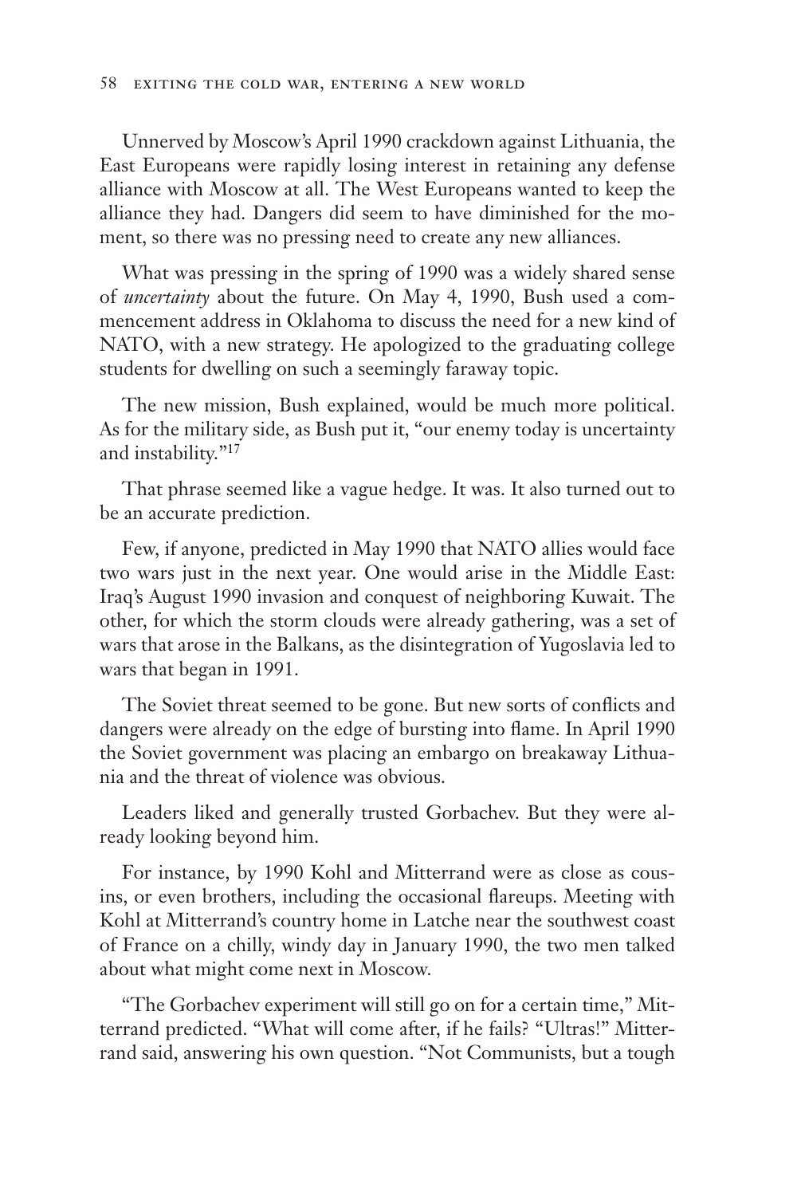Unnerved by Moscow's April 1990 crackdown against Lithuania, the East Europeans were rapidly losing interest in retaining any defense alliance with Moscow at all. The West Europeans wanted to keep the alliance they had. Dangers did seem to have diminished for the moment, so there was no pressing need to create any new alliances.

What was pressing in the spring of 1990 was a widely shared sense of *uncertainty* about the future. On May 4, 1990, Bush used a commencement address in Oklahoma to discuss the need for a new kind of NATO, with a new strategy. He apologized to the graduating college students for dwelling on such a seemingly faraway topic.

The new mission, Bush explained, would be much more political. As for the military side, as Bush put it, "our enemy today is uncertainty and instability."[17]

That phrase seemed like a vague hedge. It was. It also turned out to be an accurate prediction.

Few, if anyone, predicted in May 1990 that NATO allies would face two wars just in the next year. One would arise in the Middle East: Iraq's August 1990 invasion and conquest of neighboring Kuwait. The other, for which the storm clouds were already gathering, was a set of wars that arose in the Balkans, as the disintegration of Yugoslavia led to wars that began in 1991.

The Soviet threat seemed to be gone. But new sorts of conflicts and dangers were already on the edge of bursting into flame. In April 1990 the Soviet government was placing an embargo on breakaway Lithuania and the threat of violence was obvious.

Leaders liked and generally trusted Gorbachev. But they were already looking beyond him.

For instance, by 1990 Kohl and Mitterrand were as close as cousins, or even brothers, including the occasional flareups. Meeting with Kohl at Mitterrand's country home in Latche near the southwest coast of France on a chilly, windy day in January 1990, the two men talked about what might come next in Moscow.

"The Gorbachev experiment will still go on for a certain time," Mitterrand predicted. "What will come after, if he fails? "Ultras!" Mitterrand said, answering his own question. "Not Communists, but a tough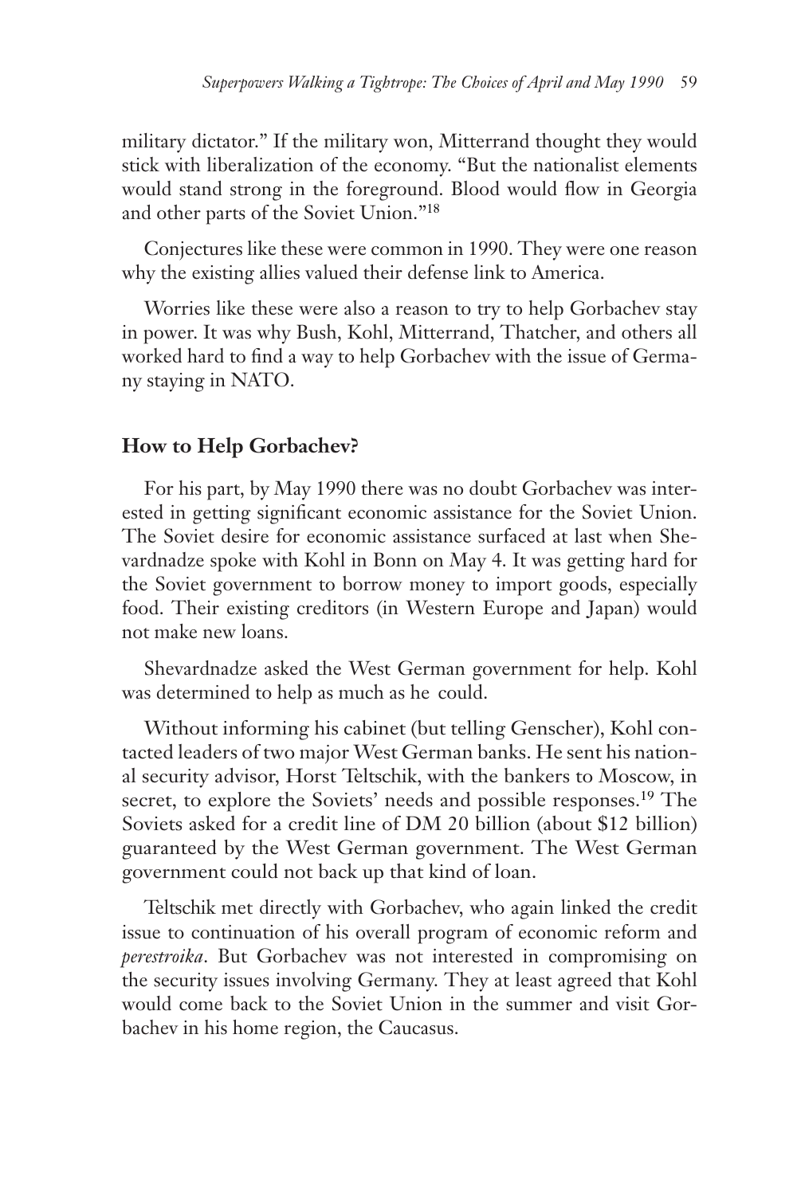military dictator." If the military won, Mitterrand thought they would stick with liberalization of the economy. "But the nationalist elements would stand strong in the foreground. Blood would flow in Georgia and other parts of the Soviet Union."[18]

Conjectures like these were common in 1990. They were one reason why the existing allies valued their defense link to America.

Worries like these were also a reason to try to help Gorbachev stay in power. It was why Bush, Kohl, Mitterrand, Thatcher, and others all worked hard to find a way to help Gorbachev with the issue of Germany staying in NATO.

## How to Help Gorbachev?

For his part, by May 1990 there was no doubt Gorbachev was interested in getting significant economic assistance for the Soviet Union. The Soviet desire for economic assistance surfaced at last when Shevardnadze spoke with Kohl in Bonn on May 4. It was getting hard for the Soviet government to borrow money to import goods, especially food. Their existing creditors (in Western Europe and Japan) would not make new loans.

Shevardnadze asked the West German government for help. Kohl was determined to help as much as he could.

Without informing his cabinet (but telling Genscher), Kohl contacted leaders of two major West German banks. He sent his national security advisor, Horst Teltschik, with the bankers to Moscow, in secret, to explore the Soviets' needs and possible responses.[19] The Soviets asked for a credit line of DM 20 billion (about $12 billion) guaranteed by the West German government. The West German government could not back up that kind of loan.

Teltschik met directly with Gorbachev, who again linked the credit issue to continuation of his overall program of economic reform and *perestroika*. But Gorbachev was not interested in compromising on the security issues involving Germany. They at least agreed that Kohl would come back to the Soviet Union in the summer and visit Gorbachev in his home region, the Caucasus.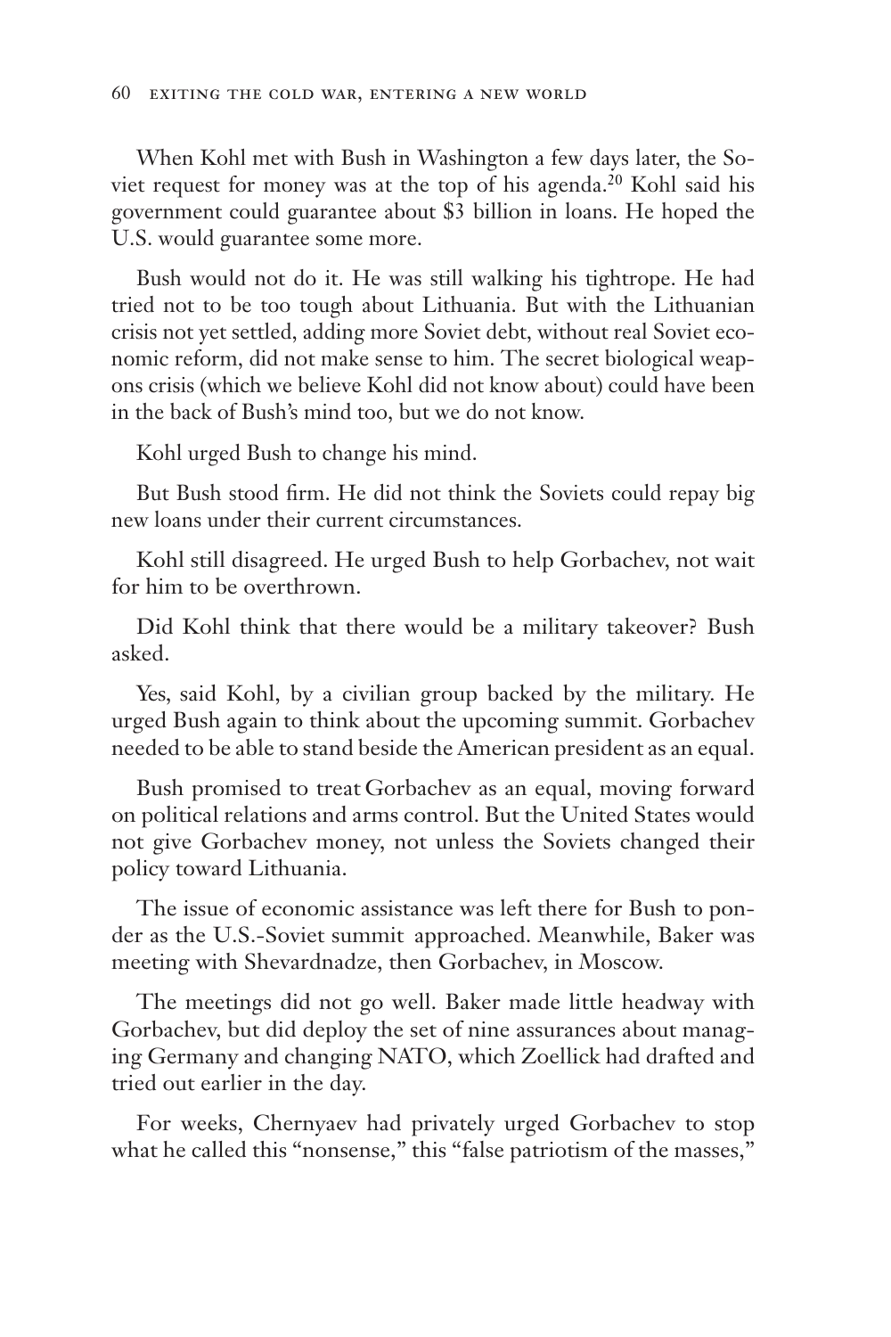When Kohl met with Bush in Washington a few days later, the Soviet request for money was at the top of his agenda.[20] Kohl said his government could guarantee about $3 billion in loans. He hoped the U.S. would guarantee some more.

Bush would not do it. He was still walking his tightrope. He had tried not to be too tough about Lithuania. But with the Lithuanian crisis not yet settled, adding more Soviet debt, without real Soviet economic reform, did not make sense to him. The secret biological weapons crisis (which we believe Kohl did not know about) could have been in the back of Bush's mind too, but we do not know.

Kohl urged Bush to change his mind.

But Bush stood firm. He did not think the Soviets could repay big new loans under their current circumstances.

Kohl still disagreed. He urged Bush to help Gorbachev, not wait for him to be overthrown.

Did Kohl think that there would be a military takeover? Bush asked.

Yes, said Kohl, by a civilian group backed by the military. He urged Bush again to think about the upcoming summit. Gorbachev needed to be able to stand beside the American president as an equal.

Bush promised to treat Gorbachev as an equal, moving forward on political relations and arms control. But the United States would not give Gorbachev money, not unless the Soviets changed their policy toward Lithuania.

The issue of economic assistance was left there for Bush to ponder as the U.S.-Soviet summit approached. Meanwhile, Baker was meeting with Shevardnadze, then Gorbachev, in Moscow.

The meetings did not go well. Baker made little headway with Gorbachev, but did deploy the set of nine assurances about managing Germany and changing NATO, which Zoellick had drafted and tried out earlier in the day.

For weeks, Chernyaev had privately urged Gorbachev to stop what he called this "nonsense," this "false patriotism of the masses,"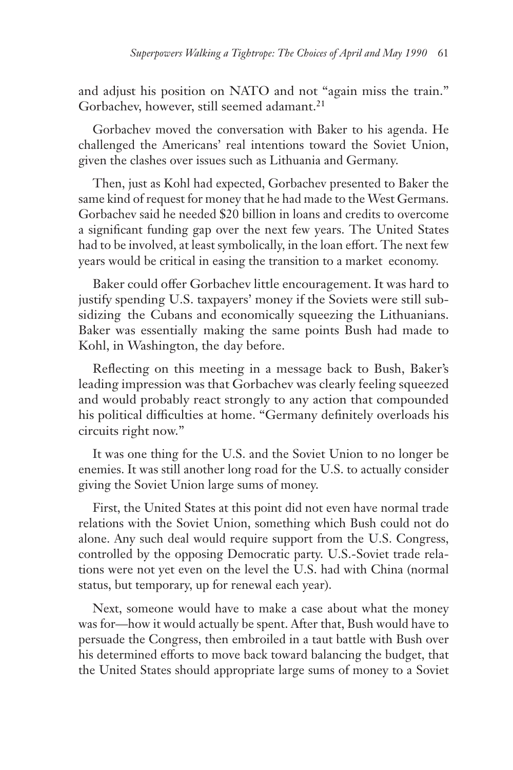and adjust his position on NATO and not "again miss the train." Gorbachev, however, still seemed adamant.[21]

Gorbachev moved the conversation with Baker to his agenda. He challenged the Americans' real intentions toward the Soviet Union, given the clashes over issues such as Lithuania and Germany.

Then, just as Kohl had expected, Gorbachev presented to Baker the same kind of request for money that he had made to the West Germans. Gorbachev said he needed $20 billion in loans and credits to overcome a significant funding gap over the next few years. The United States had to be involved, at least symbolically, in the loan effort. The next few years would be critical in easing the transition to a market economy.

Baker could offer Gorbachev little encouragement. It was hard to justify spending U.S. taxpayers' money if the Soviets were still subsidizing the Cubans and economically squeezing the Lithuanians. Baker was essentially making the same points Bush had made to Kohl, in Washington, the day before.

Reflecting on this meeting in a message back to Bush, Baker's leading impression was that Gorbachev was clearly feeling squeezed and would probably react strongly to any action that compounded his political difficulties at home. "Germany definitely overloads his circuits right now."

It was one thing for the U.S. and the Soviet Union to no longer be enemies. It was still another long road for the U.S. to actually consider giving the Soviet Union large sums of money.

First, the United States at this point did not even have normal trade relations with the Soviet Union, something which Bush could not do alone. Any such deal would require support from the U.S. Congress, controlled by the opposing Democratic party. U.S.-Soviet trade relations were not yet even on the level the U.S. had with China (normal status, but temporary, up for renewal each year).

Next, someone would have to make a case about what the money was for—how it would actually be spent. After that, Bush would have to persuade the Congress, then embroiled in a taut battle with Bush over his determined efforts to move back toward balancing the budget, that the United States should appropriate large sums of money to a Soviet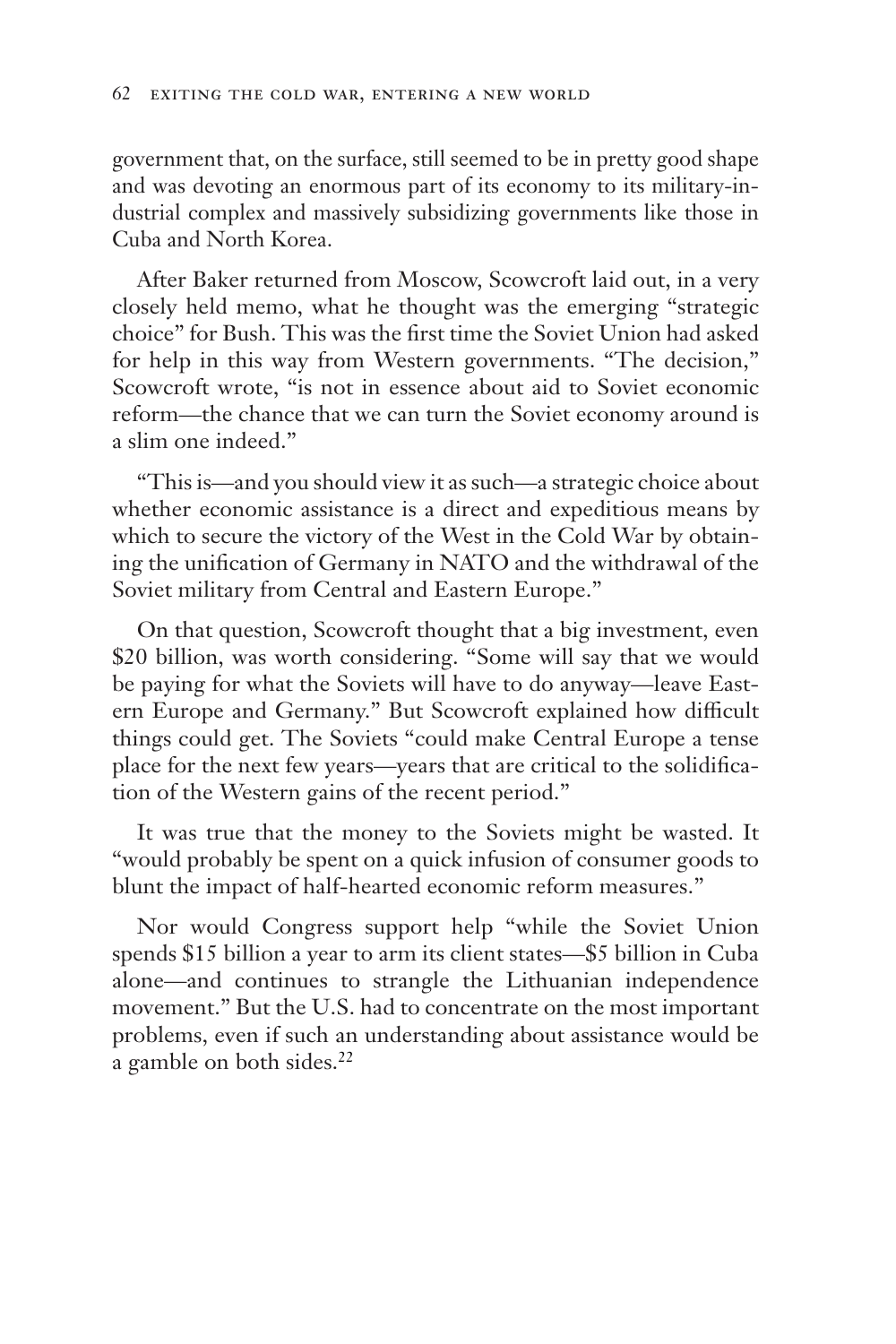government that, on the surface, still seemed to be in pretty good shape and was devoting an enormous part of its economy to its military-industrial complex and massively subsidizing governments like those in Cuba and North Korea.

After Baker returned from Moscow, Scowcroft laid out, in a very closely held memo, what he thought was the emerging "strategic choice" for Bush. This was the first time the Soviet Union had asked for help in this way from Western governments. "The decision," Scowcroft wrote, "is not in essence about aid to Soviet economic reform—the chance that we can turn the Soviet economy around is a slim one indeed."

"This is—and you should view it as such—a strategic choice about whether economic assistance is a direct and expeditious means by which to secure the victory of the West in the Cold War by obtaining the unification of Germany in NATO and the withdrawal of the Soviet military from Central and Eastern Europe."

On that question, Scowcroft thought that a big investment, even $20 billion, was worth considering. "Some will say that we would be paying for what the Soviets will have to do anyway—leave Eastern Europe and Germany." But Scowcroft explained how difficult things could get. The Soviets "could make Central Europe a tense place for the next few years—years that are critical to the solidification of the Western gains of the recent period."

It was true that the money to the Soviets might be wasted. It "would probably be spent on a quick infusion of consumer goods to blunt the impact of half-hearted economic reform measures."

Nor would Congress support help "while the Soviet Union spends $15 billion a year to arm its client states—$5 billion in Cuba alone—and continues to strangle the Lithuanian independence movement." But the U.S. had to concentrate on the most important problems, even if such an understanding about assistance would be a gamble on both sides.[22]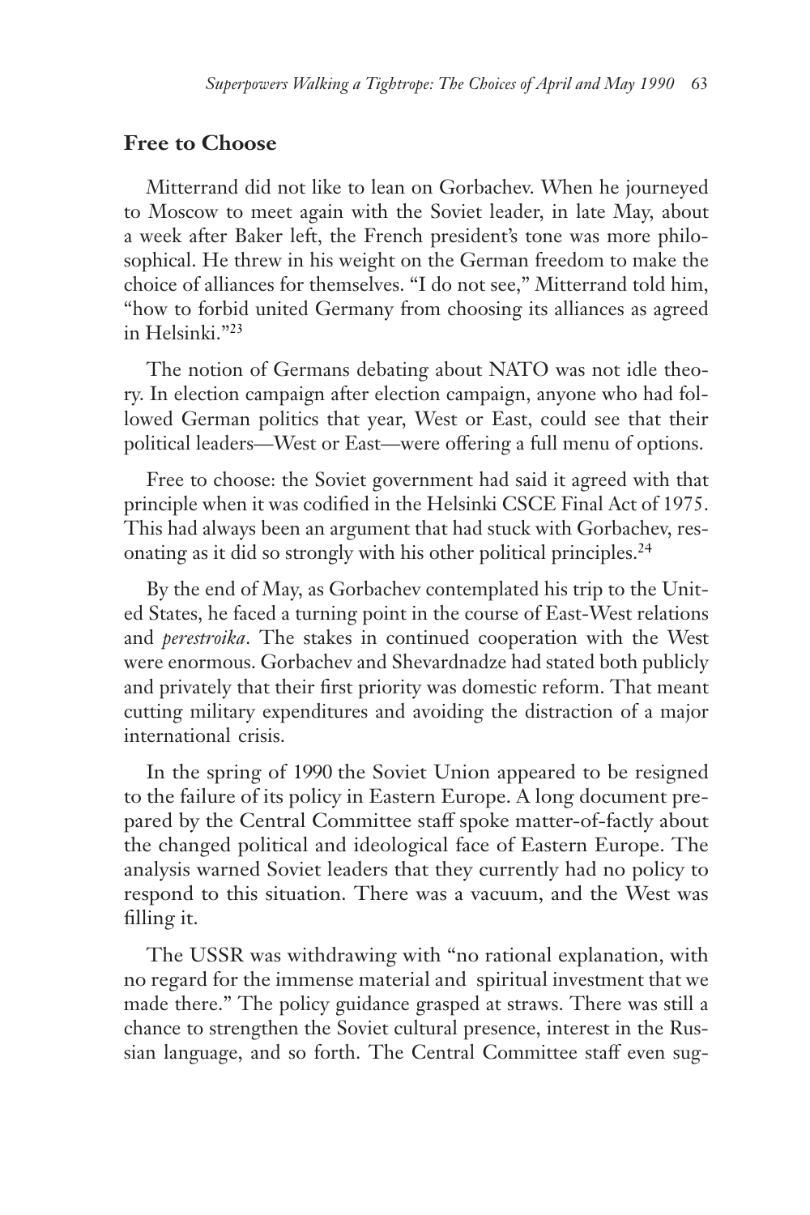## Free to Choose

Mitterrand did not like to lean on Gorbachev. When he journeyed to Moscow to meet again with the Soviet leader, in late May, about a week after Baker left, the French president's tone was more philosophical. He threw in his weight on the German freedom to make the choice of alliances for themselves. "I do not see," Mitterrand told him, "how to forbid united Germany from choosing its alliances as agreed in Helsinki."[23]

The notion of Germans debating about NATO was not idle theory. In election campaign after election campaign, anyone who had followed German politics that year, West or East, could see that their political leaders—West or East—were offering a full menu of options.

Free to choose: the Soviet government had said it agreed with that principle when it was codified in the Helsinki CSCE Final Act of 1975. This had always been an argument that had stuck with Gorbachev, resonating as it did so strongly with his other political principles.[24]

By the end of May, as Gorbachev contemplated his trip to the United States, he faced a turning point in the course of East-West relations and *perestroika*. The stakes in continued cooperation with the West were enormous. Gorbachev and Shevardnadze had stated both publicly and privately that their first priority was domestic reform. That meant cutting military expenditures and avoiding the distraction of a major international crisis.

In the spring of 1990 the Soviet Union appeared to be resigned to the failure of its policy in Eastern Europe. A long document prepared by the Central Committee staff spoke matter-of-factly about the changed political and ideological face of Eastern Europe. The analysis warned Soviet leaders that they currently had no policy to respond to this situation. There was a vacuum, and the West was filling it.

The USSR was withdrawing with "no rational explanation, with no regard for the immense material and spiritual investment that we made there." The policy guidance grasped at straws. There was still a chance to strengthen the Soviet cultural presence, interest in the Russian language, and so forth. The Central Committee staff even sug-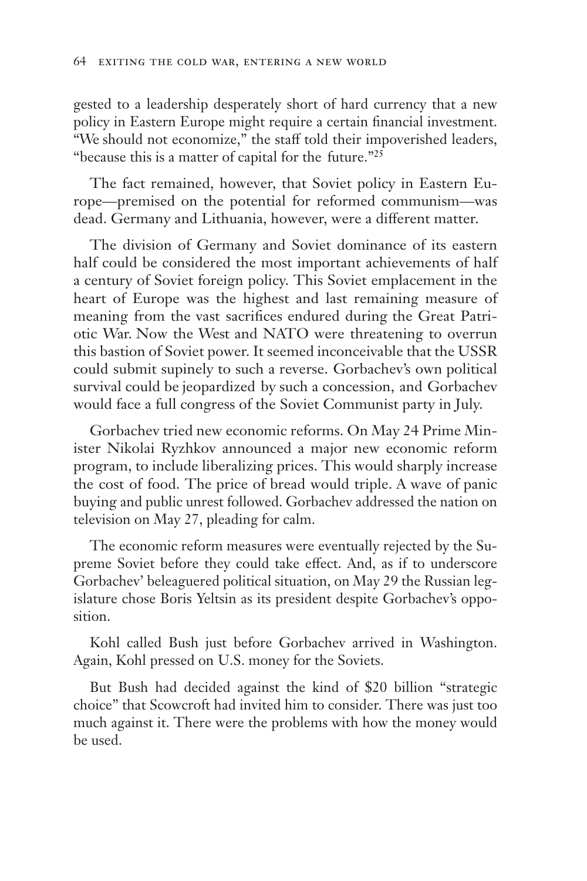gested to a leadership desperately short of hard currency that a new policy in Eastern Europe might require a certain financial investment. "We should not economize," the staff told their impoverished leaders, "because this is a matter of capital for the future."[25]

The fact remained, however, that Soviet policy in Eastern Europe—premised on the potential for reformed communism—was dead. Germany and Lithuania, however, were a different matter.

The division of Germany and Soviet dominance of its eastern half could be considered the most important achievements of half a century of Soviet foreign policy. This Soviet emplacement in the heart of Europe was the highest and last remaining measure of meaning from the vast sacrifices endured during the Great Patriotic War. Now the West and NATO were threatening to overrun this bastion of Soviet power. It seemed inconceivable that the USSR could submit supinely to such a reverse. Gorbachev's own political survival could be jeopardized by such a concession, and Gorbachev would face a full congress of the Soviet Communist party in July.

Gorbachev tried new economic reforms. On May 24 Prime Minister Nikolai Ryzhkov announced a major new economic reform program, to include liberalizing prices. This would sharply increase the cost of food. The price of bread would triple. A wave of panic buying and public unrest followed. Gorbachev addressed the nation on television on May 27, pleading for calm.

The economic reform measures were eventually rejected by the Supreme Soviet before they could take effect. And, as if to underscore Gorbachev' beleaguered political situation, on May 29 the Russian legislature chose Boris Yeltsin as its president despite Gorbachev's opposition.

Kohl called Bush just before Gorbachev arrived in Washington. Again, Kohl pressed on U.S. money for the Soviets.

But Bush had decided against the kind of $20 billion "strategic choice" that Scowcroft had invited him to consider. There was just too much against it. There were the problems with how the money would be used.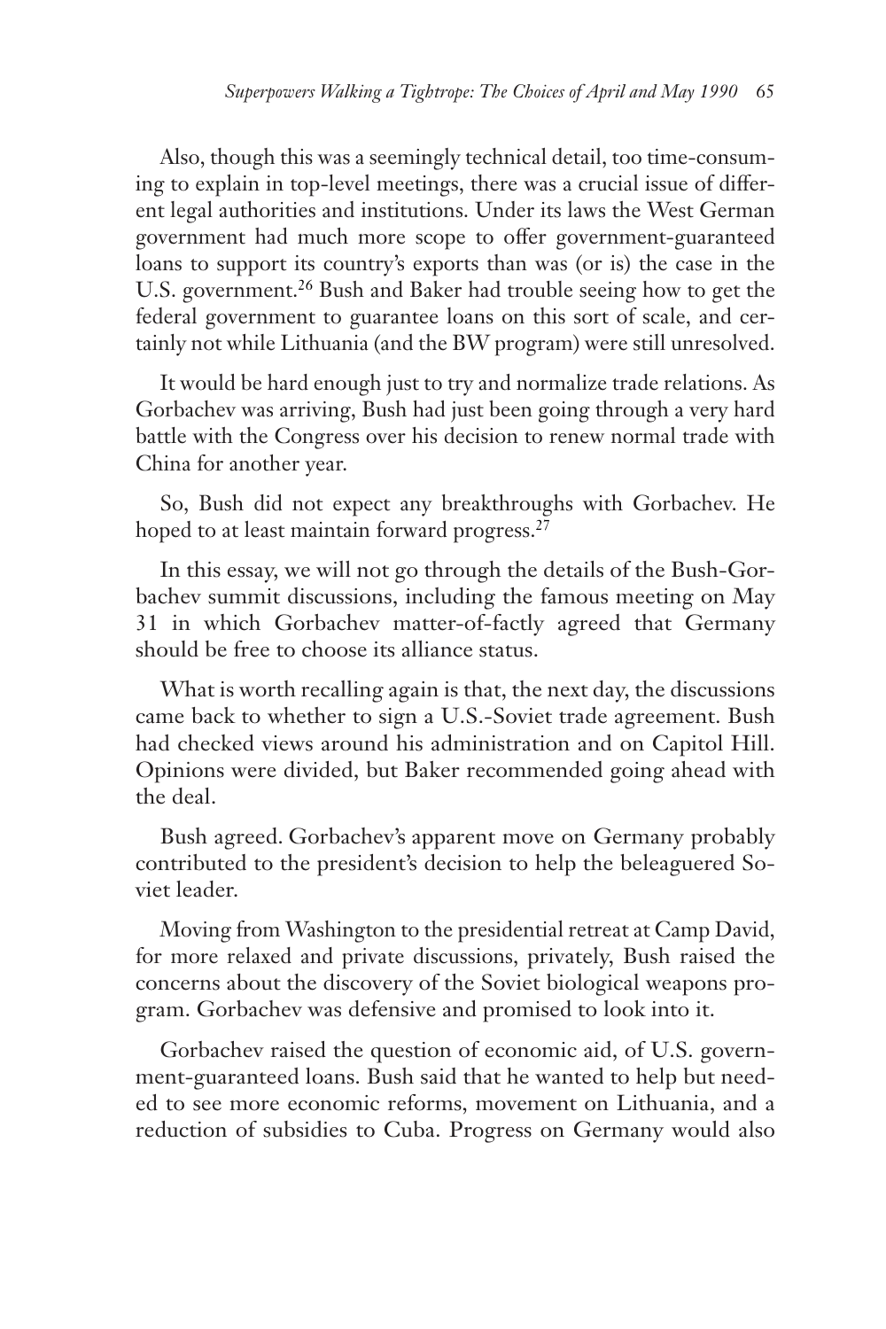Also, though this was a seemingly technical detail, too time-consuming to explain in top-level meetings, there was a crucial issue of different legal authorities and institutions. Under its laws the West German government had much more scope to offer government-guaranteed loans to support its country's exports than was (or is) the case in the U.S. government.[26] Bush and Baker had trouble seeing how to get the federal government to guarantee loans on this sort of scale, and certainly not while Lithuania (and the BW program) were still unresolved.

It would be hard enough just to try and normalize trade relations. As Gorbachev was arriving, Bush had just been going through a very hard battle with the Congress over his decision to renew normal trade with China for another year.

So, Bush did not expect any breakthroughs with Gorbachev. He hoped to at least maintain forward progress.[27]

In this essay, we will not go through the details of the Bush-Gorbachev summit discussions, including the famous meeting on May 31 in which Gorbachev matter-of-factly agreed that Germany should be free to choose its alliance status.

What is worth recalling again is that, the next day, the discussions came back to whether to sign a U.S.-Soviet trade agreement. Bush had checked views around his administration and on Capitol Hill. Opinions were divided, but Baker recommended going ahead with the deal.

Bush agreed. Gorbachev's apparent move on Germany probably contributed to the president's decision to help the beleaguered Soviet leader.

Moving from Washington to the presidential retreat at Camp David, for more relaxed and private discussions, privately, Bush raised the concerns about the discovery of the Soviet biological weapons program. Gorbachev was defensive and promised to look into it.

Gorbachev raised the question of economic aid, of U.S. government-guaranteed loans. Bush said that he wanted to help but needed to see more economic reforms, movement on Lithuania, and a reduction of subsidies to Cuba. Progress on Germany would also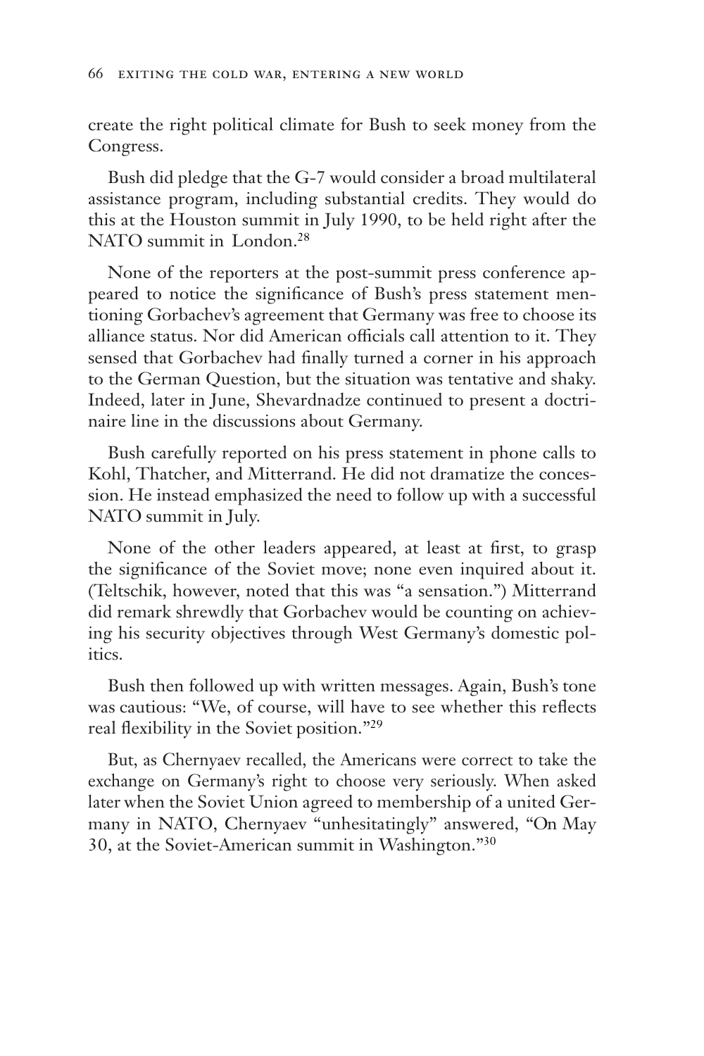create the right political climate for Bush to seek money from the Congress.

Bush did pledge that the G-7 would consider a broad multilateral assistance program, including substantial credits. They would do this at the Houston summit in July 1990, to be held right after the NATO summit in London.[28]

None of the reporters at the post-summit press conference appeared to notice the significance of Bush's press statement mentioning Gorbachev's agreement that Germany was free to choose its alliance status. Nor did American officials call attention to it. They sensed that Gorbachev had finally turned a corner in his approach to the German Question, but the situation was tentative and shaky. Indeed, later in June, Shevardnadze continued to present a doctrinaire line in the discussions about Germany.

Bush carefully reported on his press statement in phone calls to Kohl, Thatcher, and Mitterrand. He did not dramatize the concession. He instead emphasized the need to follow up with a successful NATO summit in July.

None of the other leaders appeared, at least at first, to grasp the significance of the Soviet move; none even inquired about it. (Teltschik, however, noted that this was "a sensation.") Mitterrand did remark shrewdly that Gorbachev would be counting on achieving his security objectives through West Germany's domestic politics.

Bush then followed up with written messages. Again, Bush's tone was cautious: "We, of course, will have to see whether this reflects real flexibility in the Soviet position."[29]

But, as Chernyaev recalled, the Americans were correct to take the exchange on Germany's right to choose very seriously. When asked later when the Soviet Union agreed to membership of a united Germany in NATO, Chernyaev "unhesitatingly" answered, "On May 30, at the Soviet-American summit in Washington."[30]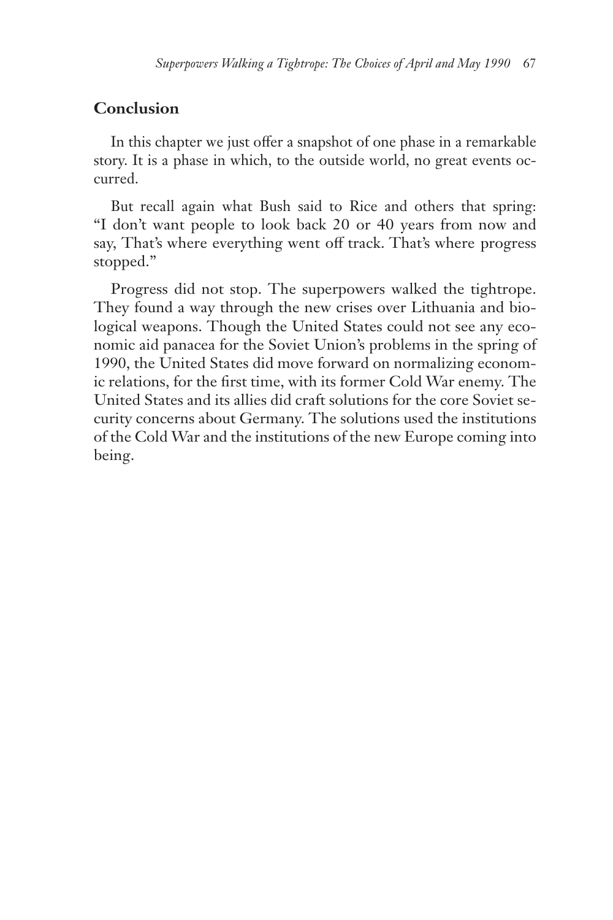## Conclusion

In this chapter we just offer a snapshot of one phase in a remarkable story. It is a phase in which, to the outside world, no great events occurred.

But recall again what Bush said to Rice and others that spring: "I don't want people to look back 20 or 40 years from now and say, That's where everything went off track. That's where progress stopped."

Progress did not stop. The superpowers walked the tightrope. They found a way through the new crises over Lithuania and biological weapons. Though the United States could not see any economic aid panacea for the Soviet Union's problems in the spring of 1990, the United States did move forward on normalizing economic relations, for the first time, with its former Cold War enemy. The United States and its allies did craft solutions for the core Soviet security concerns about Germany. The solutions used the institutions of the Cold War and the institutions of the new Europe coming into being.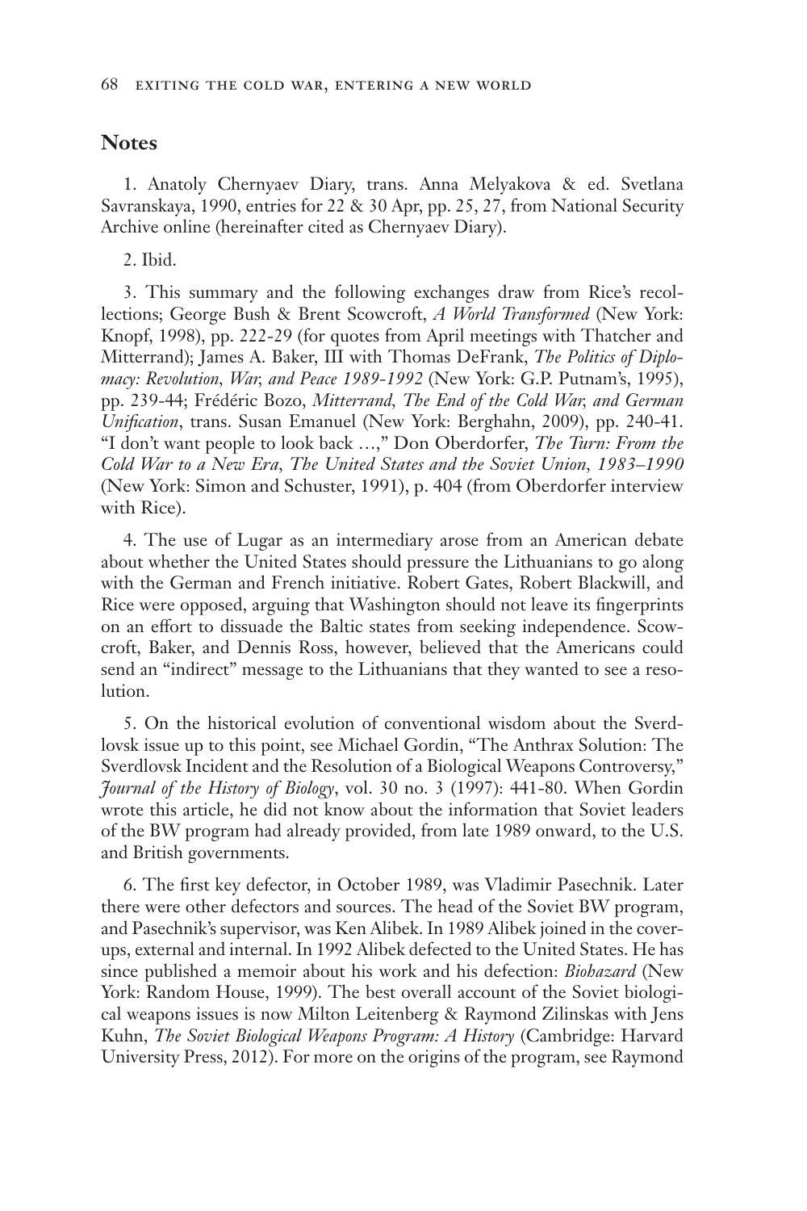## Notes

1. Anatoly Chernyaev Diary, trans. Anna Melyakova & ed. Svetlana Savranskaya, 1990, entries for 22 & 30 Apr, pp. 25, 27, from National Security Archive online (hereinafter cited as Chernyaev Diary).

2. Ibid.

3. This summary and the following exchanges draw from Rice's recollections; George Bush & Brent Scowcroft, *A World Transformed* (New York: Knopf, 1998), pp. 222-29 (for quotes from April meetings with Thatcher and Mitterrand); James A. Baker, III with Thomas DeFrank, *The Politics of Diplomacy: Revolution, War, and Peace 1989-1992* (New York: G.P. Putnam's, 1995), pp. 239-44; Frédéric Bozo, *Mitterrand, The End of the Cold War, and German Unification*, trans. Susan Emanuel (New York: Berghahn, 2009), pp. 240-41. "I don't want people to look back …," Don Oberdorfer, *The Turn: From the Cold War to a New Era, The United States and the Soviet Union, 1983–1990* (New York: Simon and Schuster, 1991), p. 404 (from Oberdorfer interview with Rice).

4. The use of Lugar as an intermediary arose from an American debate about whether the United States should pressure the Lithuanians to go along with the German and French initiative. Robert Gates, Robert Blackwill, and Rice were opposed, arguing that Washington should not leave its fingerprints on an effort to dissuade the Baltic states from seeking independence. Scowcroft, Baker, and Dennis Ross, however, believed that the Americans could send an "indirect" message to the Lithuanians that they wanted to see a resolution.

5. On the historical evolution of conventional wisdom about the Sverdlovsk issue up to this point, see Michael Gordin, "The Anthrax Solution: The Sverdlovsk Incident and the Resolution of a Biological Weapons Controversy," *Journal of the History of Biology*, vol. 30 no. 3 (1997): 441-80. When Gordin wrote this article, he did not know about the information that Soviet leaders of the BW program had already provided, from late 1989 onward, to the U.S. and British governments.

6. The first key defector, in October 1989, was Vladimir Pasechnik. Later there were other defectors and sources. The head of the Soviet BW program, and Pasechnik's supervisor, was Ken Alibek. In 1989 Alibek joined in the cover-ups, external and internal. In 1992 Alibek defected to the United States. He has since published a memoir about his work and his defection: *Biohazard* (New York: Random House, 1999). The best overall account of the Soviet biological weapons issues is now Milton Leitenberg & Raymond Zilinskas with Jens Kuhn, *The Soviet Biological Weapons Program: A History* (Cambridge: Harvard University Press, 2012). For more on the origins of the program, see Raymond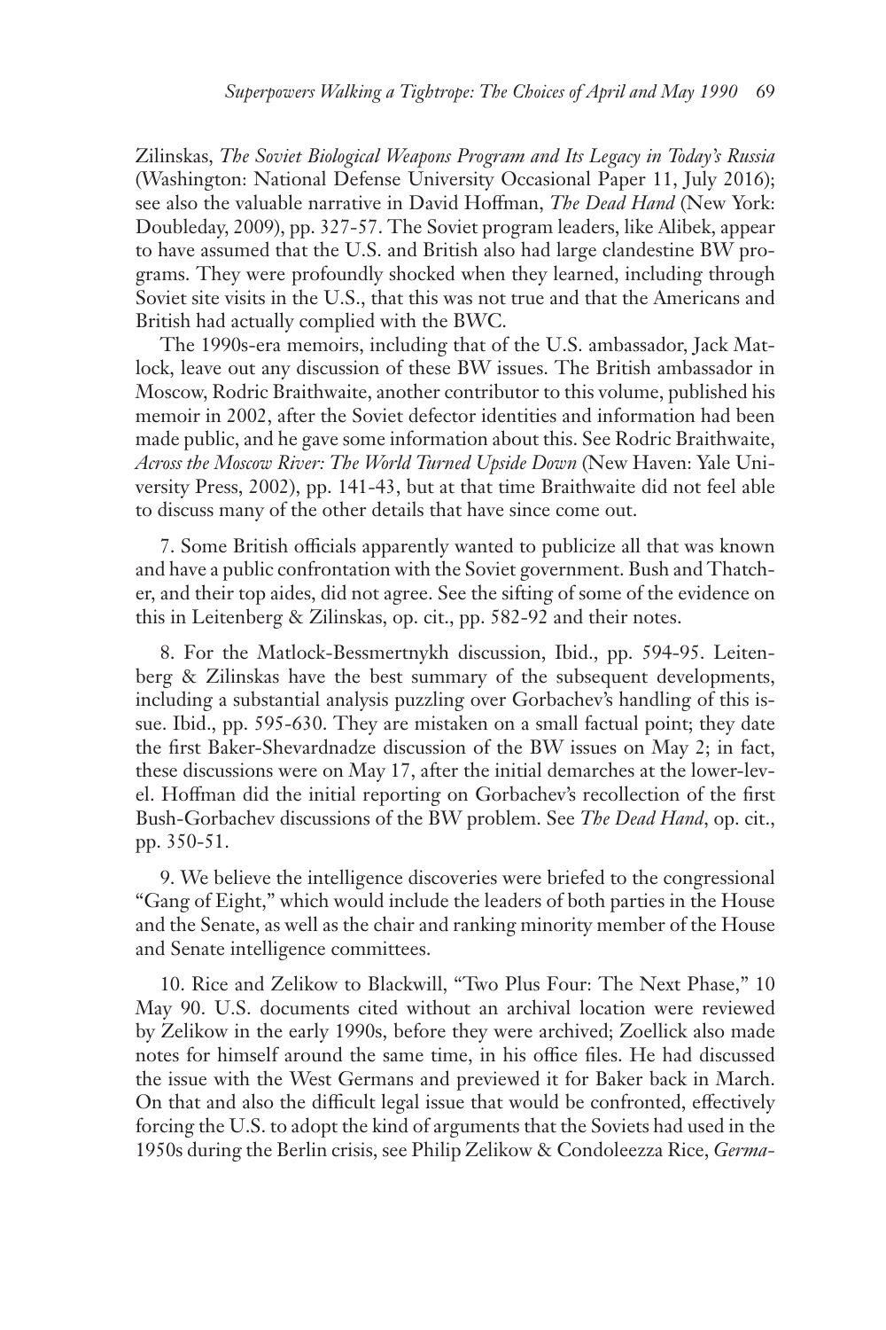Zilinskas, *The Soviet Biological Weapons Program and Its Legacy in Today's Russia* (Washington: National Defense University Occasional Paper 11, July 2016); see also the valuable narrative in David Hoffman, *The Dead Hand* (New York: Doubleday, 2009), pp. 327-57. The Soviet program leaders, like Alibek, appear to have assumed that the U.S. and British also had large clandestine BW programs. They were profoundly shocked when they learned, including through Soviet site visits in the U.S., that this was not true and that the Americans and British had actually complied with the BWC.

The 1990s-era memoirs, including that of the U.S. ambassador, Jack Matlock, leave out any discussion of these BW issues. The British ambassador in Moscow, Rodric Braithwaite, another contributor to this volume, published his memoir in 2002, after the Soviet defector identities and information had been made public, and he gave some information about this. See Rodric Braithwaite, *Across the Moscow River: The World Turned Upside Down* (New Haven: Yale University Press, 2002), pp. 141-43, but at that time Braithwaite did not feel able to discuss many of the other details that have since come out.

7. Some British officials apparently wanted to publicize all that was known and have a public confrontation with the Soviet government. Bush and Thatcher, and their top aides, did not agree. See the sifting of some of the evidence on this in Leitenberg & Zilinskas, op. cit., pp. 582-92 and their notes.

8. For the Matlock-Bessmertnykh discussion, Ibid., pp. 594-95. Leitenberg & Zilinskas have the best summary of the subsequent developments, including a substantial analysis puzzling over Gorbachev's handling of this issue. Ibid., pp. 595-630. They are mistaken on a small factual point; they date the first Baker-Shevardnadze discussion of the BW issues on May 2; in fact, these discussions were on May 17, after the initial demarches at the lower-level. Hoffman did the initial reporting on Gorbachev's recollection of the first Bush-Gorbachev discussions of the BW problem. See *The Dead Hand*, op. cit., pp. 350-51.

9. We believe the intelligence discoveries were briefed to the congressional "Gang of Eight," which would include the leaders of both parties in the House and the Senate, as well as the chair and ranking minority member of the House and Senate intelligence committees.

10. Rice and Zelikow to Blackwill, "Two Plus Four: The Next Phase," 10 May 90. U.S. documents cited without an archival location were reviewed by Zelikow in the early 1990s, before they were archived; Zoellick also made notes for himself around the same time, in his office files. He had discussed the issue with the West Germans and previewed it for Baker back in March. On that and also the difficult legal issue that would be confronted, effectively forcing the U.S. to adopt the kind of arguments that the Soviets had used in the 1950s during the Berlin crisis, see Philip Zelikow & Condoleezza Rice, *Germa-*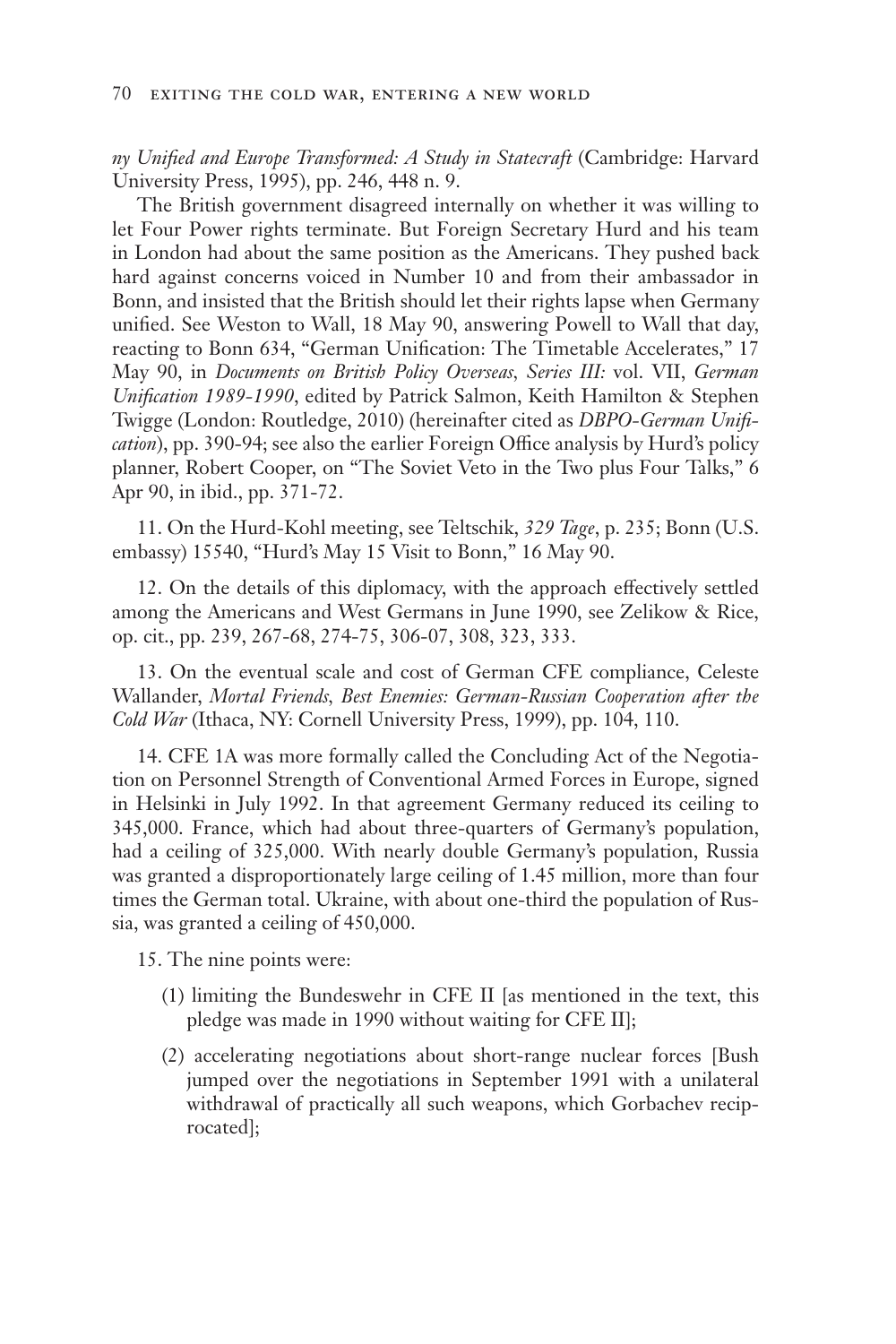*ny Unified and Europe Transformed: A Study in Statecraft* (Cambridge: Harvard University Press, 1995), pp. 246, 448 n. 9.

The British government disagreed internally on whether it was willing to let Four Power rights terminate. But Foreign Secretary Hurd and his team in London had about the same position as the Americans. They pushed back hard against concerns voiced in Number 10 and from their ambassador in Bonn, and insisted that the British should let their rights lapse when Germany unified. See Weston to Wall, 18 May 90, answering Powell to Wall that day, reacting to Bonn 634, "German Unification: The Timetable Accelerates," 17 May 90, in *Documents on British Policy Overseas, Series III:* vol. VII, *German Unification 1989-1990*, edited by Patrick Salmon, Keith Hamilton & Stephen Twigge (London: Routledge, 2010) (hereinafter cited as *DBPO-German Unification*), pp. 390-94; see also the earlier Foreign Office analysis by Hurd's policy planner, Robert Cooper, on "The Soviet Veto in the Two plus Four Talks," 6 Apr 90, in ibid., pp. 371-72.

11. On the Hurd-Kohl meeting, see Teltschik, *329 Tage*, p. 235; Bonn (U.S. embassy) 15540, "Hurd's May 15 Visit to Bonn," 16 May 90.

12. On the details of this diplomacy, with the approach effectively settled among the Americans and West Germans in June 1990, see Zelikow & Rice, op. cit., pp. 239, 267-68, 274-75, 306-07, 308, 323, 333.

13. On the eventual scale and cost of German CFE compliance, Celeste Wallander, *Mortal Friends, Best Enemies: German-Russian Cooperation after the Cold War* (Ithaca, NY: Cornell University Press, 1999), pp. 104, 110.

14. CFE 1A was more formally called the Concluding Act of the Negotiation on Personnel Strength of Conventional Armed Forces in Europe, signed in Helsinki in July 1992. In that agreement Germany reduced its ceiling to 345,000. France, which had about three-quarters of Germany's population, had a ceiling of 325,000. With nearly double Germany's population, Russia was granted a disproportionately large ceiling of 1.45 million, more than four times the German total. Ukraine, with about one-third the population of Russia, was granted a ceiling of 450,000.

15. The nine points were:

(1) limiting the Bundeswehr in CFE II [as mentioned in the text, this pledge was made in 1990 without waiting for CFE II];

(2) accelerating negotiations about short-range nuclear forces [Bush jumped over the negotiations in September 1991 with a unilateral withdrawal of practically all such weapons, which Gorbachev reciprocated];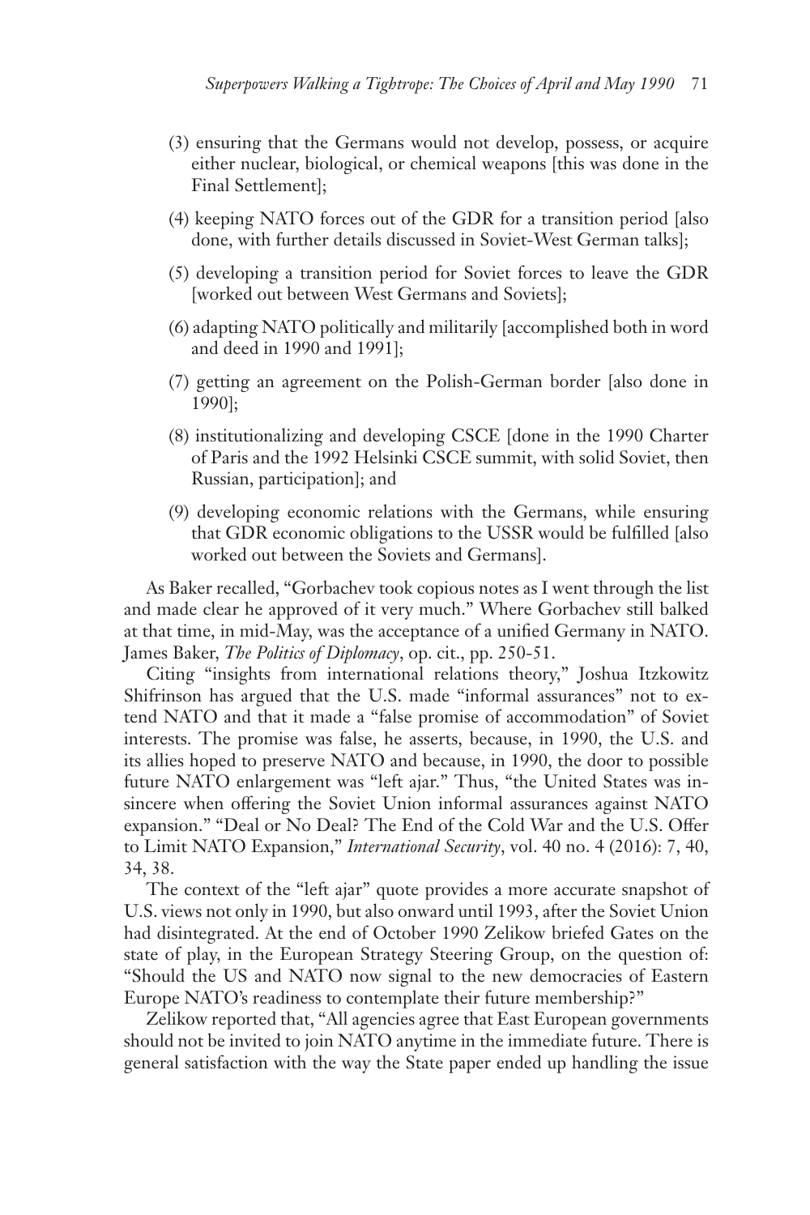(3) ensuring that the Germans would not develop, possess, or acquire either nuclear, biological, or chemical weapons [this was done in the Final Settlement];

(4) keeping NATO forces out of the GDR for a transition period [also done, with further details discussed in Soviet-West German talks];

(5) developing a transition period for Soviet forces to leave the GDR [worked out between West Germans and Soviets];

(6) adapting NATO politically and militarily [accomplished both in word and deed in 1990 and 1991];

(7) getting an agreement on the Polish-German border [also done in 1990];

(8) institutionalizing and developing CSCE [done in the 1990 Charter of Paris and the 1992 Helsinki CSCE summit, with solid Soviet, then Russian, participation]; and

(9) developing economic relations with the Germans, while ensuring that GDR economic obligations to the USSR would be fulfilled [also worked out between the Soviets and Germans].

As Baker recalled, "Gorbachev took copious notes as I went through the list and made clear he approved of it very much." Where Gorbachev still balked at that time, in mid-May, was the acceptance of a unified Germany in NATO. James Baker, *The Politics of Diplomacy*, op. cit., pp. 250-51.

Citing "insights from international relations theory," Joshua Itzkowitz Shifrinson has argued that the U.S. made "informal assurances" not to extend NATO and that it made a "false promise of accommodation" of Soviet interests. The promise was false, he asserts, because, in 1990, the U.S. and its allies hoped to preserve NATO and because, in 1990, the door to possible future NATO enlargement was "left ajar." Thus, "the United States was insincere when offering the Soviet Union informal assurances against NATO expansion." "Deal or No Deal? The End of the Cold War and the U.S. Offer to Limit NATO Expansion," *International Security*, vol. 40 no. 4 (2016): 7, 40, 34, 38.

The context of the "left ajar" quote provides a more accurate snapshot of U.S. views not only in 1990, but also onward until 1993, after the Soviet Union had disintegrated. At the end of October 1990 Zelikow briefed Gates on the state of play, in the European Strategy Steering Group, on the question of: "Should the US and NATO now signal to the new democracies of Eastern Europe NATO's readiness to contemplate their future membership?"

Zelikow reported that, "All agencies agree that East European governments should not be invited to join NATO anytime in the immediate future. There is general satisfaction with the way the State paper ended up handling the issue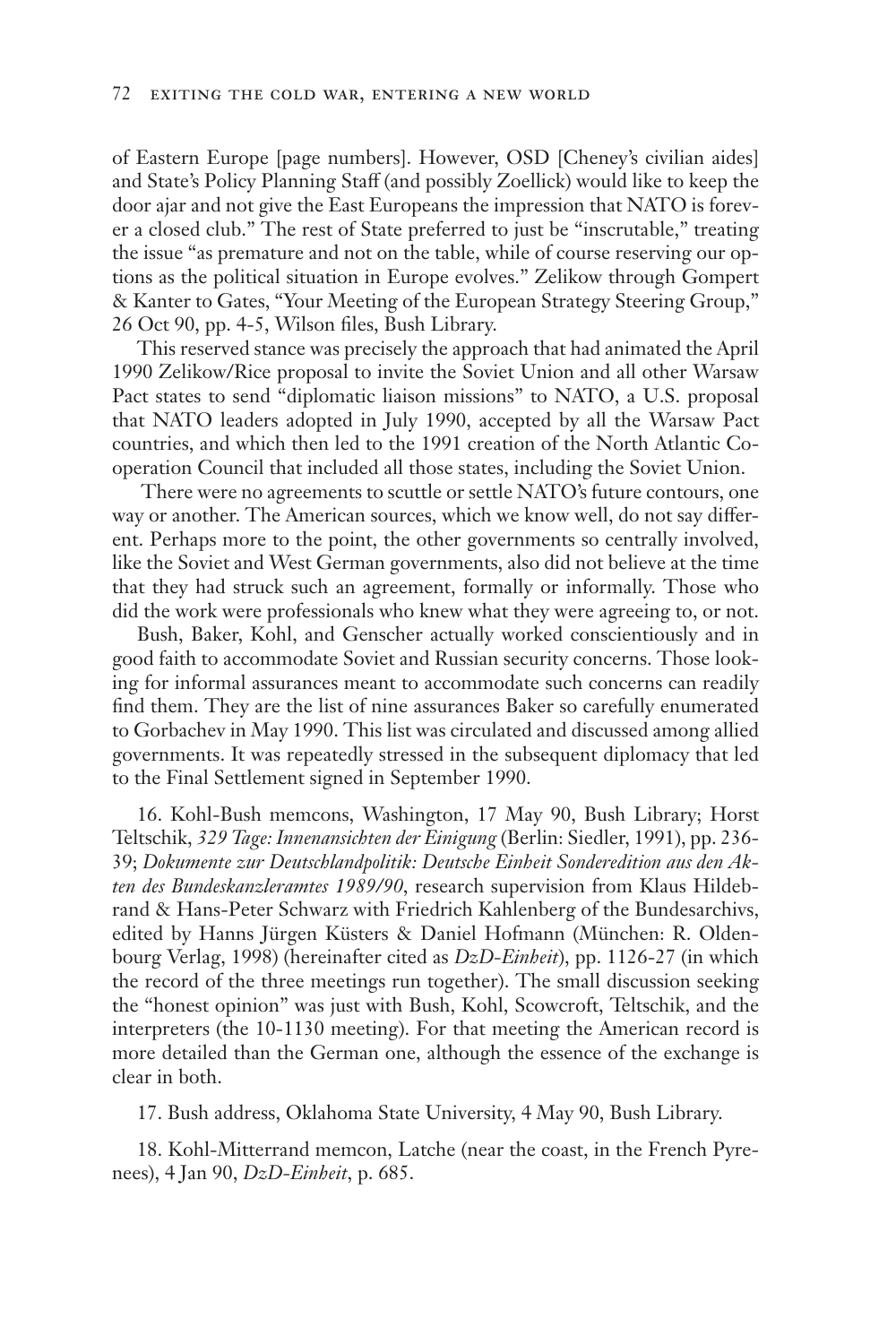of Eastern Europe [page numbers]. However, OSD [Cheney's civilian aides] and State's Policy Planning Staff (and possibly Zoellick) would like to keep the door ajar and not give the East Europeans the impression that NATO is forever a closed club." The rest of State preferred to just be "inscrutable," treating the issue "as premature and not on the table, while of course reserving our options as the political situation in Europe evolves." Zelikow through Gompert & Kanter to Gates, "Your Meeting of the European Strategy Steering Group," 26 Oct 90, pp. 4-5, Wilson files, Bush Library.

This reserved stance was precisely the approach that had animated the April 1990 Zelikow/Rice proposal to invite the Soviet Union and all other Warsaw Pact states to send "diplomatic liaison missions" to NATO, a U.S. proposal that NATO leaders adopted in July 1990, accepted by all the Warsaw Pact countries, and which then led to the 1991 creation of the North Atlantic Cooperation Council that included all those states, including the Soviet Union.

There were no agreements to scuttle or settle NATO's future contours, one way or another. The American sources, which we know well, do not say different. Perhaps more to the point, the other governments so centrally involved, like the Soviet and West German governments, also did not believe at the time that they had struck such an agreement, formally or informally. Those who did the work were professionals who knew what they were agreeing to, or not.

Bush, Baker, Kohl, and Genscher actually worked conscientiously and in good faith to accommodate Soviet and Russian security concerns. Those looking for informal assurances meant to accommodate such concerns can readily find them. They are the list of nine assurances Baker so carefully enumerated to Gorbachev in May 1990. This list was circulated and discussed among allied governments. It was repeatedly stressed in the subsequent diplomacy that led to the Final Settlement signed in September 1990.

16. Kohl-Bush memcons, Washington, 17 May 90, Bush Library; Horst Teltschik, *329 Tage: Innenansichten der Einigung* (Berlin: Siedler, 1991), pp. 236-39; *Dokumente zur Deutschlandpolitik: Deutsche Einheit Sonderedition aus den Akten des Bundeskanzleramtes 1989/90*, research supervision from Klaus Hildebrand & Hans-Peter Schwarz with Friedrich Kahlenberg of the Bundesarchivs, edited by Hanns Jürgen Küsters & Daniel Hofmann (München: R. Oldenbourg Verlag, 1998) (hereinafter cited as *DzD-Einheit*), pp. 1126-27 (in which the record of the three meetings run together). The small discussion seeking the "honest opinion" was just with Bush, Kohl, Scowcroft, Teltschik, and the interpreters (the 10-1130 meeting). For that meeting the American record is more detailed than the German one, although the essence of the exchange is clear in both.

17. Bush address, Oklahoma State University, 4 May 90, Bush Library.

18. Kohl-Mitterrand memcon, Latche (near the coast, in the French Pyrenees), 4 Jan 90, *DzD-Einheit*, p. 685.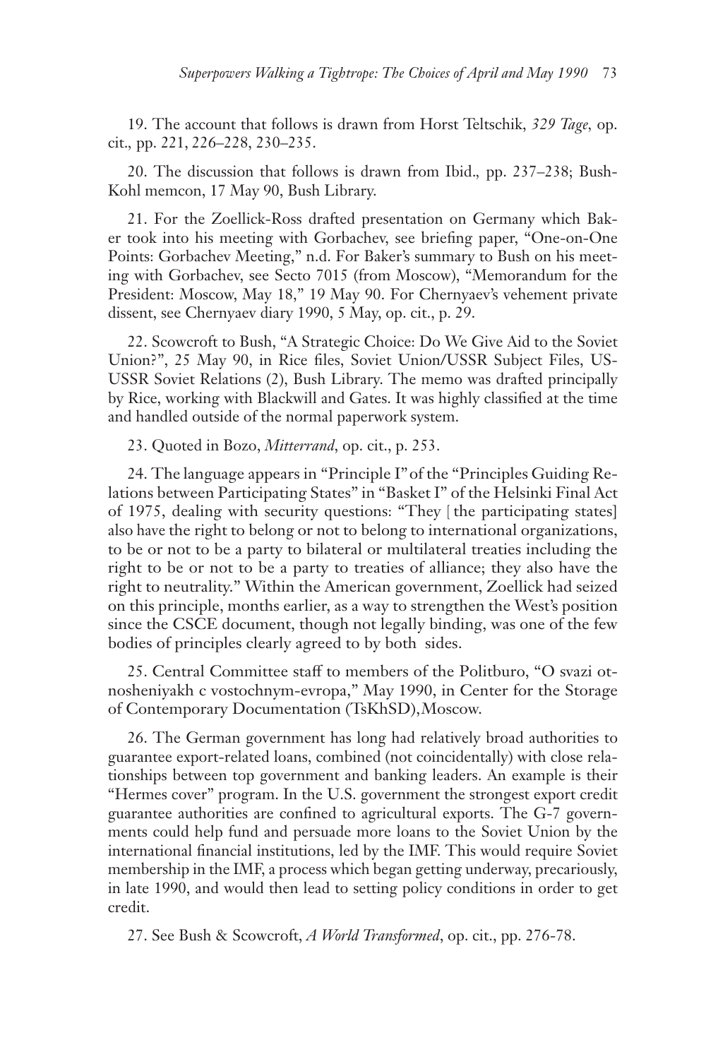19. The account that follows is drawn from Horst Teltschik, *329 Tage*, op. cit., pp. 221, 226–228, 230–235.

20. The discussion that follows is drawn from Ibid., pp. 237–238; Bush-Kohl memcon, 17 May 90, Bush Library.

21. For the Zoellick-Ross drafted presentation on Germany which Baker took into his meeting with Gorbachev, see briefing paper, "One-on-One Points: Gorbachev Meeting," n.d. For Baker's summary to Bush on his meeting with Gorbachev, see Secto 7015 (from Moscow), "Memorandum for the President: Moscow, May 18," 19 May 90. For Chernyaev's vehement private dissent, see Chernyaev diary 1990, 5 May, op. cit., p. 29.

22. Scowcroft to Bush, "A Strategic Choice: Do We Give Aid to the Soviet Union?", 25 May 90, in Rice files, Soviet Union/USSR Subject Files, US-USSR Soviet Relations (2), Bush Library. The memo was drafted principally by Rice, working with Blackwill and Gates. It was highly classified at the time and handled outside of the normal paperwork system.

23. Quoted in Bozo, *Mitterrand*, op. cit., p. 253.

24. The language appears in "Principle I" of the "Principles Guiding Relations between Participating States" in "Basket I" of the Helsinki Final Act of 1975, dealing with security questions: "They [the participating states] also have the right to belong or not to belong to international organizations, to be or not to be a party to bilateral or multilateral treaties including the right to be or not to be a party to treaties of alliance; they also have the right to neutrality." Within the American government, Zoellick had seized on this principle, months earlier, as a way to strengthen the West's position since the CSCE document, though not legally binding, was one of the few bodies of principles clearly agreed to by both sides.

25. Central Committee staff to members of the Politburo, "O svazi otnosheniyakh c vostochnym-evropa," May 1990, in Center for the Storage of Contemporary Documentation (TsKhSD), Moscow.

26. The German government has long had relatively broad authorities to guarantee export-related loans, combined (not coincidentally) with close relationships between top government and banking leaders. An example is their "Hermes cover" program. In the U.S. government the strongest export credit guarantee authorities are confined to agricultural exports. The G-7 governments could help fund and persuade more loans to the Soviet Union by the international financial institutions, led by the IMF. This would require Soviet membership in the IMF, a process which began getting underway, precariously, in late 1990, and would then lead to setting policy conditions in order to get credit.

27. See Bush & Scowcroft, *A World Transformed*, op. cit., pp. 276-78.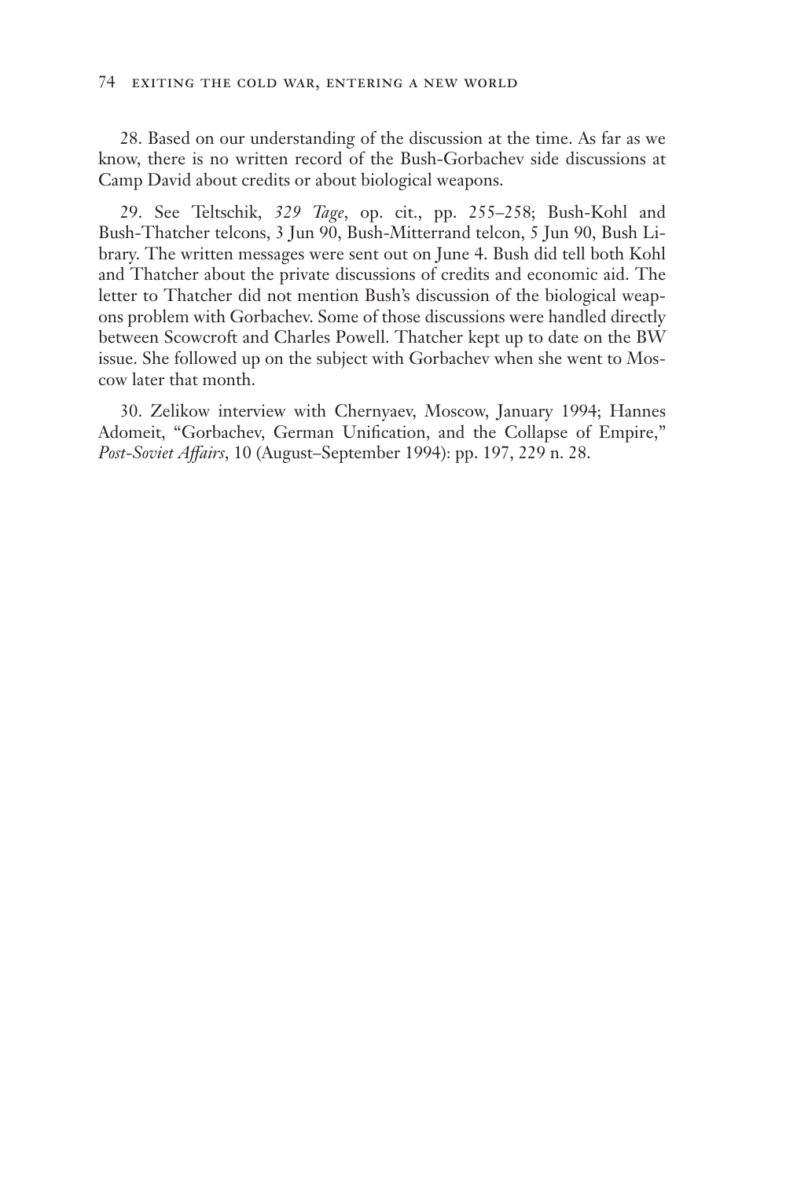28. Based on our understanding of the discussion at the time. As far as we know, there is no written record of the Bush-Gorbachev side discussions at Camp David about credits or about biological weapons.

29. See Teltschik, *329 Tage*, op. cit., pp. 255–258; Bush-Kohl and Bush-Thatcher telcons, 3 Jun 90, Bush-Mitterrand telcon, 5 Jun 90, Bush Library. The written messages were sent out on June 4. Bush did tell both Kohl and Thatcher about the private discussions of credits and economic aid. The letter to Thatcher did not mention Bush's discussion of the biological weapons problem with Gorbachev. Some of those discussions were handled directly between Scowcroft and Charles Powell. Thatcher kept up to date on the BW issue. She followed up on the subject with Gorbachev when she went to Moscow later that month.

30. Zelikow interview with Chernyaev, Moscow, January 1994; Hannes Adomeit, "Gorbachev, German Unification, and the Collapse of Empire," *Post-Soviet Affairs*, 10 (August–September 1994): pp. 197, 229 n. 28.